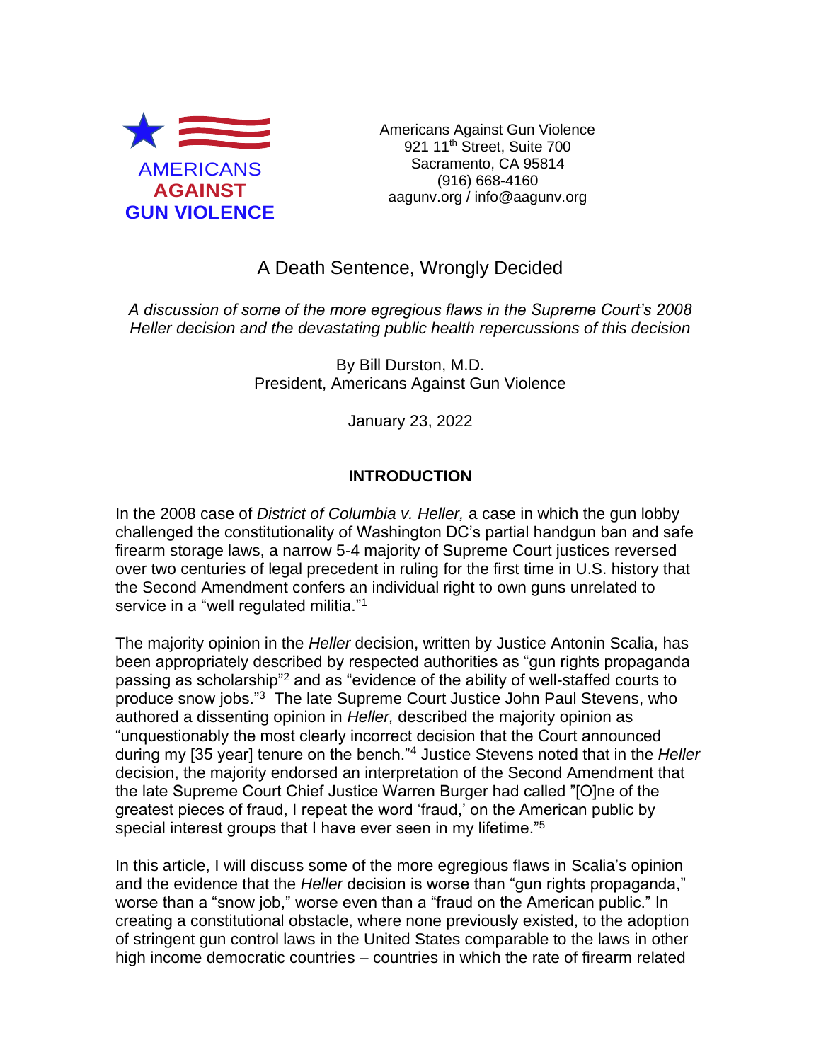AMERICANS
AGAINST
GUN VIOLENCE

Americans Against Gun Violence
921 11th Street, Suite 700
Sacramento, CA 95814
(916) 668-4160
aagunv.org / info@aagunv.org

# A Death Sentence, Wrongly Decided

*A discussion of some of the more egregious flaws in the Supreme Court's 2008 Heller decision and the devastating public health repercussions of this decision*

By Bill Durston, M.D.
President, Americans Against Gun Violence

January 23, 2022

## INTRODUCTION

In the 2008 case of *District of Columbia v. Heller,* a case in which the gun lobby challenged the constitutionality of Washington DC's partial handgun ban and safe firearm storage laws, a narrow 5-4 majority of Supreme Court justices reversed over two centuries of legal precedent in ruling for the first time in U.S. history that the Second Amendment confers an individual right to own guns unrelated to service in a "well regulated militia."[1]

The majority opinion in the *Heller* decision, written by Justice Antonin Scalia, has been appropriately described by respected authorities as "gun rights propaganda passing as scholarship"[2] and as "evidence of the ability of well-staffed courts to produce snow jobs."[3] The late Supreme Court Justice John Paul Stevens, who authored a dissenting opinion in *Heller,* described the majority opinion as "unquestionably the most clearly incorrect decision that the Court announced during my [35 year] tenure on the bench."[4] Justice Stevens noted that in the *Heller* decision, the majority endorsed an interpretation of the Second Amendment that the late Supreme Court Chief Justice Warren Burger had called "[O]ne of the greatest pieces of fraud, I repeat the word 'fraud,' on the American public by special interest groups that I have ever seen in my lifetime."[5]

In this article, I will discuss some of the more egregious flaws in Scalia's opinion and the evidence that the *Heller* decision is worse than "gun rights propaganda," worse than a "snow job," worse even than a "fraud on the American public." In creating a constitutional obstacle, where none previously existed, to the adoption of stringent gun control laws in the United States comparable to the laws in other high income democratic countries – countries in which the rate of firearm related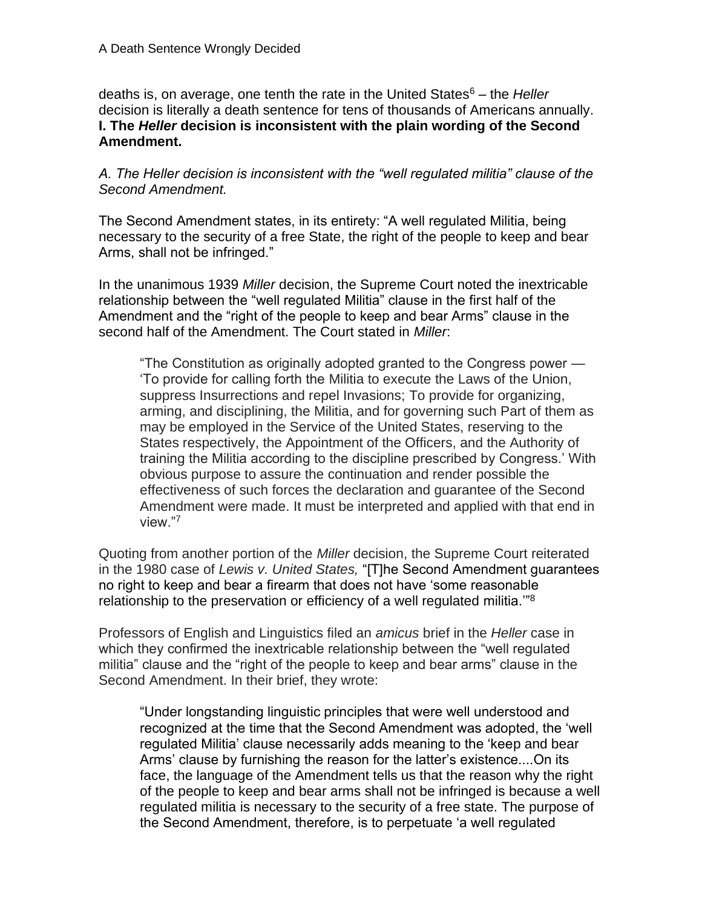deaths is, on average, one tenth the rate in the United States[6] – the *Heller* decision is literally a death sentence for tens of thousands of Americans annually.

## I. The *Heller* decision is inconsistent with the plain wording of the Second Amendment.

### *A. The Heller decision is inconsistent with the "well regulated militia" clause of the Second Amendment.*

The Second Amendment states, in its entirety: "A well regulated Militia, being necessary to the security of a free State, the right of the people to keep and bear Arms, shall not be infringed."

In the unanimous 1939 *Miller* decision, the Supreme Court noted the inextricable relationship between the "well regulated Militia" clause in the first half of the Amendment and the "right of the people to keep and bear Arms" clause in the second half of the Amendment. The Court stated in *Miller*:

> "The Constitution as originally adopted granted to the Congress power — 'To provide for calling forth the Militia to execute the Laws of the Union, suppress Insurrections and repel Invasions; To provide for organizing, arming, and disciplining, the Militia, and for governing such Part of them as may be employed in the Service of the United States, reserving to the States respectively, the Appointment of the Officers, and the Authority of training the Militia according to the discipline prescribed by Congress.' With obvious purpose to assure the continuation and render possible the effectiveness of such forces the declaration and guarantee of the Second Amendment were made. It must be interpreted and applied with that end in view."[7]

Quoting from another portion of the *Miller* decision, the Supreme Court reiterated in the 1980 case of *Lewis v. United States,* "[T]he Second Amendment guarantees no right to keep and bear a firearm that does not have 'some reasonable relationship to the preservation or efficiency of a well regulated militia.'"[8]

Professors of English and Linguistics filed an *amicus* brief in the *Heller* case in which they confirmed the inextricable relationship between the "well regulated militia" clause and the "right of the people to keep and bear arms" clause in the Second Amendment. In their brief, they wrote:

> "Under longstanding linguistic principles that were well understood and recognized at the time that the Second Amendment was adopted, the 'well regulated Militia' clause necessarily adds meaning to the 'keep and bear Arms' clause by furnishing the reason for the latter's existence....On its face, the language of the Amendment tells us that the reason why the right of the people to keep and bear arms shall not be infringed is because a well regulated militia is necessary to the security of a free state. The purpose of the Second Amendment, therefore, is to perpetuate 'a well regulated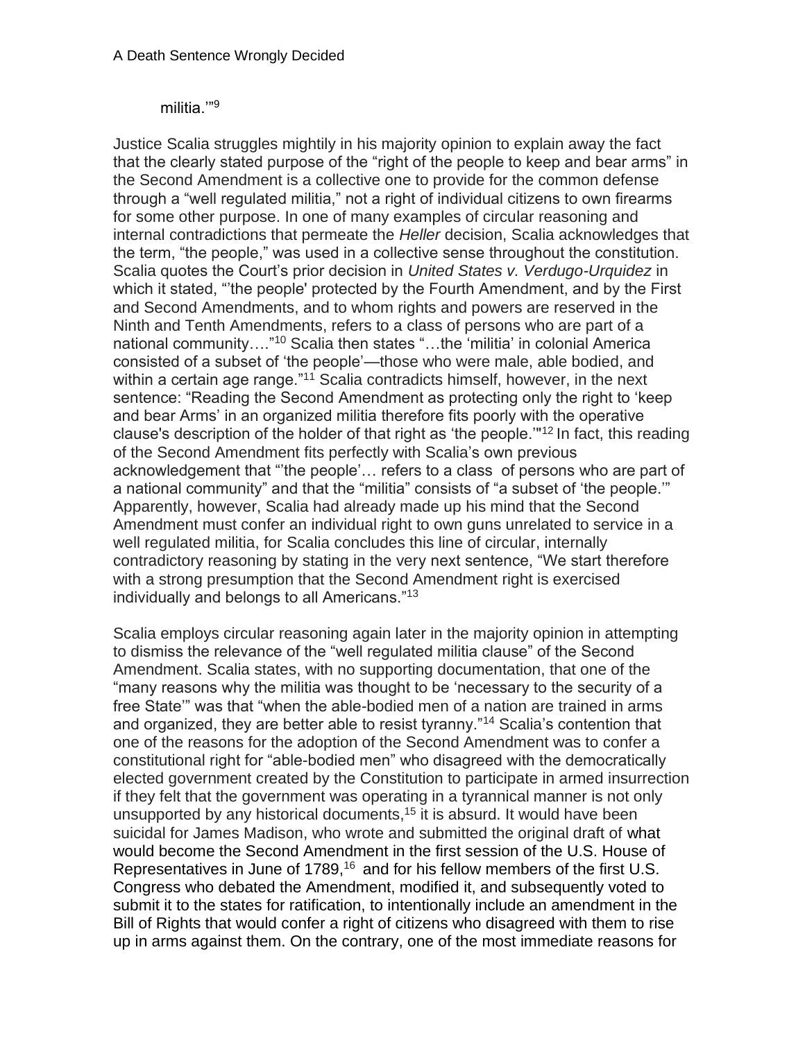militia.'"[9]

Justice Scalia struggles mightily in his majority opinion to explain away the fact that the clearly stated purpose of the "right of the people to keep and bear arms" in the Second Amendment is a collective one to provide for the common defense through a "well regulated militia," not a right of individual citizens to own firearms for some other purpose. In one of many examples of circular reasoning and internal contradictions that permeate the *Heller* decision, Scalia acknowledges that the term, "the people," was used in a collective sense throughout the constitution. Scalia quotes the Court's prior decision in *United States v. Verdugo-Urquidez* in which it stated, "'the people' protected by the Fourth Amendment, and by the First and Second Amendments, and to whom rights and powers are reserved in the Ninth and Tenth Amendments, refers to a class of persons who are part of a national community…."[10] Scalia then states "…the 'militia' in colonial America consisted of a subset of 'the people'—those who were male, able bodied, and within a certain age range."[11] Scalia contradicts himself, however, in the next sentence: "Reading the Second Amendment as protecting only the right to 'keep and bear Arms' in an organized militia therefore fits poorly with the operative clause's description of the holder of that right as 'the people.'"[12] In fact, this reading of the Second Amendment fits perfectly with Scalia's own previous acknowledgement that "'the people'… refers to a class of persons who are part of a national community" and that the "militia" consists of "a subset of 'the people.'" Apparently, however, Scalia had already made up his mind that the Second Amendment must confer an individual right to own guns unrelated to service in a well regulated militia, for Scalia concludes this line of circular, internally contradictory reasoning by stating in the very next sentence, "We start therefore with a strong presumption that the Second Amendment right is exercised individually and belongs to all Americans."[13]

Scalia employs circular reasoning again later in the majority opinion in attempting to dismiss the relevance of the "well regulated militia clause" of the Second Amendment. Scalia states, with no supporting documentation, that one of the "many reasons why the militia was thought to be 'necessary to the security of a free State'" was that "when the able-bodied men of a nation are trained in arms and organized, they are better able to resist tyranny."[14] Scalia's contention that one of the reasons for the adoption of the Second Amendment was to confer a constitutional right for "able-bodied men" who disagreed with the democratically elected government created by the Constitution to participate in armed insurrection if they felt that the government was operating in a tyrannical manner is not only unsupported by any historical documents,[15] it is absurd. It would have been suicidal for James Madison, who wrote and submitted the original draft of what would become the Second Amendment in the first session of the U.S. House of Representatives in June of 1789,[16] and for his fellow members of the first U.S. Congress who debated the Amendment, modified it, and subsequently voted to submit it to the states for ratification, to intentionally include an amendment in the Bill of Rights that would confer a right of citizens who disagreed with them to rise up in arms against them. On the contrary, one of the most immediate reasons for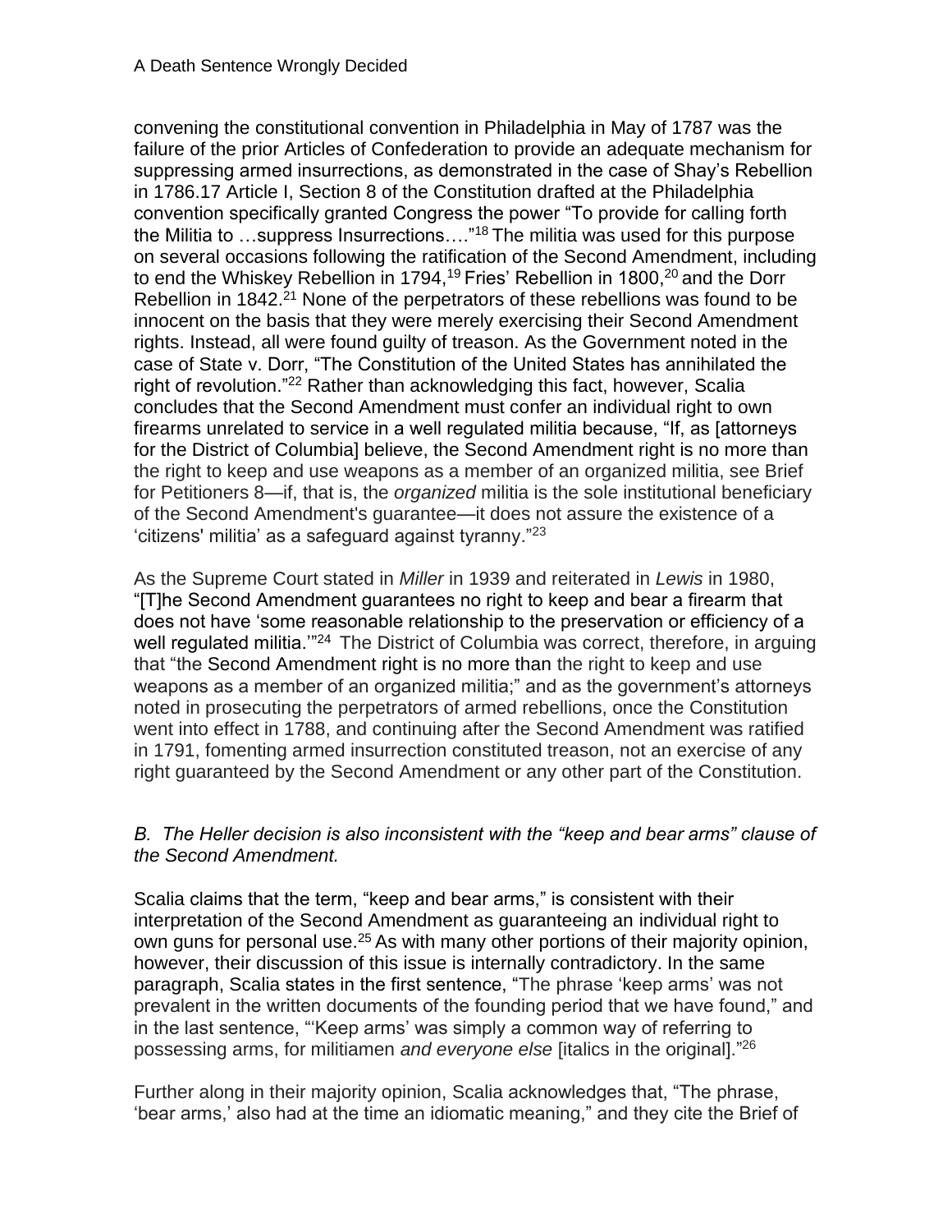convening the constitutional convention in Philadelphia in May of 1787 was the failure of the prior Articles of Confederation to provide an adequate mechanism for suppressing armed insurrections, as demonstrated in the case of Shay's Rebellion in 1786.17 Article I, Section 8 of the Constitution drafted at the Philadelphia convention specifically granted Congress the power "To provide for calling forth the Militia to …suppress Insurrections…."[18] The militia was used for this purpose on several occasions following the ratification of the Second Amendment, including to end the Whiskey Rebellion in 1794,[19] Fries' Rebellion in 1800,[20] and the Dorr Rebellion in 1842.[21] None of the perpetrators of these rebellions was found to be innocent on the basis that they were merely exercising their Second Amendment rights. Instead, all were found guilty of treason. As the Government noted in the case of State v. Dorr, "The Constitution of the United States has annihilated the right of revolution."[22] Rather than acknowledging this fact, however, Scalia concludes that the Second Amendment must confer an individual right to own firearms unrelated to service in a well regulated militia because, "If, as [attorneys for the District of Columbia] believe, the Second Amendment right is no more than the right to keep and use weapons as a member of an organized militia, see Brief for Petitioners 8—if, that is, the *organized* militia is the sole institutional beneficiary of the Second Amendment's guarantee—it does not assure the existence of a 'citizens' militia' as a safeguard against tyranny."[23]

As the Supreme Court stated in *Miller* in 1939 and reiterated in *Lewis* in 1980, "[T]he Second Amendment guarantees no right to keep and bear a firearm that does not have 'some reasonable relationship to the preservation or efficiency of a well regulated militia.'"[24] The District of Columbia was correct, therefore, in arguing that "the Second Amendment right is no more than the right to keep and use weapons as a member of an organized militia;" and as the government's attorneys noted in prosecuting the perpetrators of armed rebellions, once the Constitution went into effect in 1788, and continuing after the Second Amendment was ratified in 1791, fomenting armed insurrection constituted treason, not an exercise of any right guaranteed by the Second Amendment or any other part of the Constitution.

### *B. The Heller decision is also inconsistent with the "keep and bear arms" clause of the Second Amendment.*

Scalia claims that the term, "keep and bear arms," is consistent with their interpretation of the Second Amendment as guaranteeing an individual right to own guns for personal use.[25] As with many other portions of their majority opinion, however, their discussion of this issue is internally contradictory. In the same paragraph, Scalia states in the first sentence, "The phrase 'keep arms' was not prevalent in the written documents of the founding period that we have found," and in the last sentence, "'Keep arms' was simply a common way of referring to possessing arms, for militiamen *and everyone else* [italics in the original]."[26]

Further along in their majority opinion, Scalia acknowledges that, "The phrase, 'bear arms,' also had at the time an idiomatic meaning," and they cite the Brief of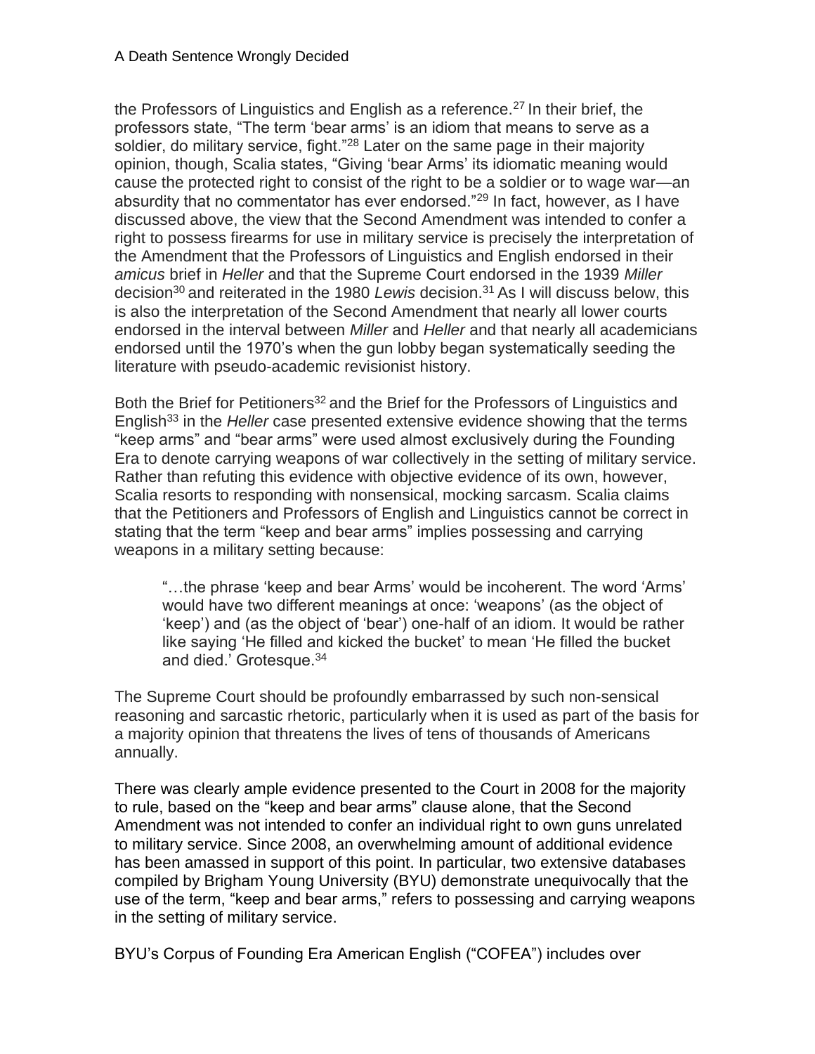the Professors of Linguistics and English as a reference.[27] In their brief, the professors state, "The term 'bear arms' is an idiom that means to serve as a soldier, do military service, fight."[28] Later on the same page in their majority opinion, though, Scalia states, "Giving 'bear Arms' its idiomatic meaning would cause the protected right to consist of the right to be a soldier or to wage war—an absurdity that no commentator has ever endorsed."[29] In fact, however, as I have discussed above, the view that the Second Amendment was intended to confer a right to possess firearms for use in military service is precisely the interpretation of the Amendment that the Professors of Linguistics and English endorsed in their *amicus* brief in *Heller* and that the Supreme Court endorsed in the 1939 *Miller* decision[30] and reiterated in the 1980 *Lewis* decision.[31] As I will discuss below, this is also the interpretation of the Second Amendment that nearly all lower courts endorsed in the interval between *Miller* and *Heller* and that nearly all academicians endorsed until the 1970's when the gun lobby began systematically seeding the literature with pseudo-academic revisionist history.

Both the Brief for Petitioners[32] and the Brief for the Professors of Linguistics and English[33] in the *Heller* case presented extensive evidence showing that the terms "keep arms" and "bear arms" were used almost exclusively during the Founding Era to denote carrying weapons of war collectively in the setting of military service. Rather than refuting this evidence with objective evidence of its own, however, Scalia resorts to responding with nonsensical, mocking sarcasm. Scalia claims that the Petitioners and Professors of English and Linguistics cannot be correct in stating that the term "keep and bear arms" implies possessing and carrying weapons in a military setting because:

> "…the phrase 'keep and bear Arms' would be incoherent. The word 'Arms' would have two different meanings at once: 'weapons' (as the object of 'keep') and (as the object of 'bear') one-half of an idiom. It would be rather like saying 'He filled and kicked the bucket' to mean 'He filled the bucket and died.' Grotesque.[34]

The Supreme Court should be profoundly embarrassed by such non-sensical reasoning and sarcastic rhetoric, particularly when it is used as part of the basis for a majority opinion that threatens the lives of tens of thousands of Americans annually.

There was clearly ample evidence presented to the Court in 2008 for the majority to rule, based on the "keep and bear arms" clause alone, that the Second Amendment was not intended to confer an individual right to own guns unrelated to military service. Since 2008, an overwhelming amount of additional evidence has been amassed in support of this point. In particular, two extensive databases compiled by Brigham Young University (BYU) demonstrate unequivocally that the use of the term, "keep and bear arms," refers to possessing and carrying weapons in the setting of military service.

BYU's Corpus of Founding Era American English ("COFEA") includes over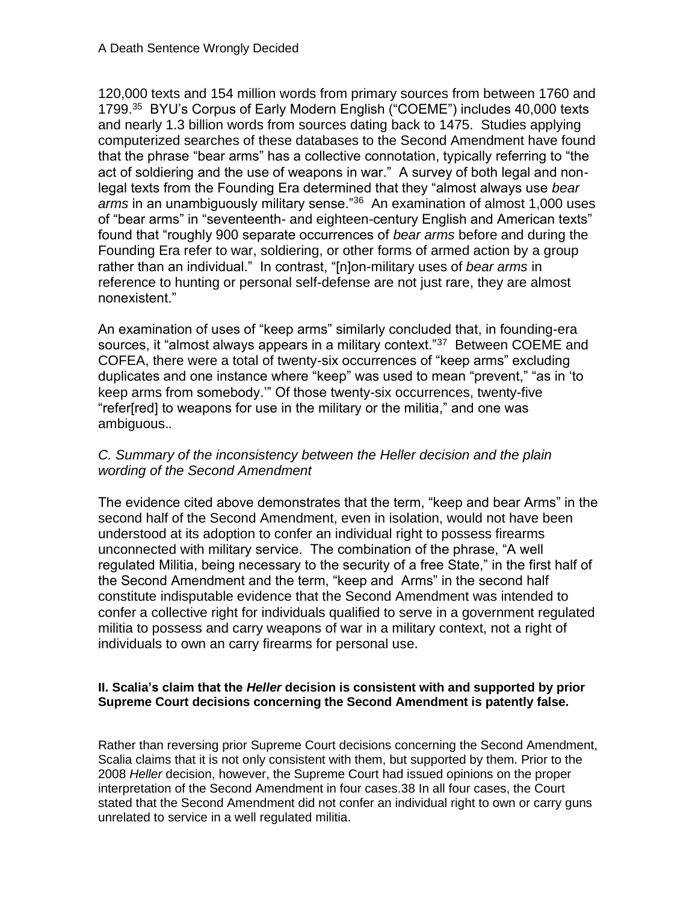120,000 texts and 154 million words from primary sources from between 1760 and 1799.[35] BYU's Corpus of Early Modern English ("COEME") includes 40,000 texts and nearly 1.3 billion words from sources dating back to 1475. Studies applying computerized searches of these databases to the Second Amendment have found that the phrase "bear arms" has a collective connotation, typically referring to "the act of soldiering and the use of weapons in war." A survey of both legal and non-legal texts from the Founding Era determined that they "almost always use *bear arms* in an unambiguously military sense."[36] An examination of almost 1,000 uses of "bear arms" in "seventeenth- and eighteen-century English and American texts" found that "roughly 900 separate occurrences of *bear arms* before and during the Founding Era refer to war, soldiering, or other forms of armed action by a group rather than an individual." In contrast, "[n]on-military uses of *bear arms* in reference to hunting or personal self-defense are not just rare, they are almost nonexistent."

An examination of uses of "keep arms" similarly concluded that, in founding-era sources, it "almost always appears in a military context."[37] Between COEME and COFEA, there were a total of twenty-six occurrences of "keep arms" excluding duplicates and one instance where "keep" was used to mean "prevent," "as in 'to keep arms from somebody.'" Of those twenty-six occurrences, twenty-five "refer[red] to weapons for use in the military or the militia," and one was ambiguous..

*C. Summary of the inconsistency between the Heller decision and the plain wording of the Second Amendment*

The evidence cited above demonstrates that the term, "keep and bear Arms" in the second half of the Second Amendment, even in isolation, would not have been understood at its adoption to confer an individual right to possess firearms unconnected with military service. The combination of the phrase, "A well regulated Militia, being necessary to the security of a free State," in the first half of the Second Amendment and the term, "keep and Arms" in the second half constitute indisputable evidence that the Second Amendment was intended to confer a collective right for individuals qualified to serve in a government regulated militia to possess and carry weapons of war in a military context, not a right of individuals to own an carry firearms for personal use.

## II. Scalia's claim that the *Heller* decision is consistent with and supported by prior Supreme Court decisions concerning the Second Amendment is patently false.

Rather than reversing prior Supreme Court decisions concerning the Second Amendment, Scalia claims that it is not only consistent with them, but supported by them. Prior to the 2008 *Heller* decision, however, the Supreme Court had issued opinions on the proper interpretation of the Second Amendment in four cases.38 In all four cases, the Court stated that the Second Amendment did not confer an individual right to own or carry guns unrelated to service in a well regulated militia.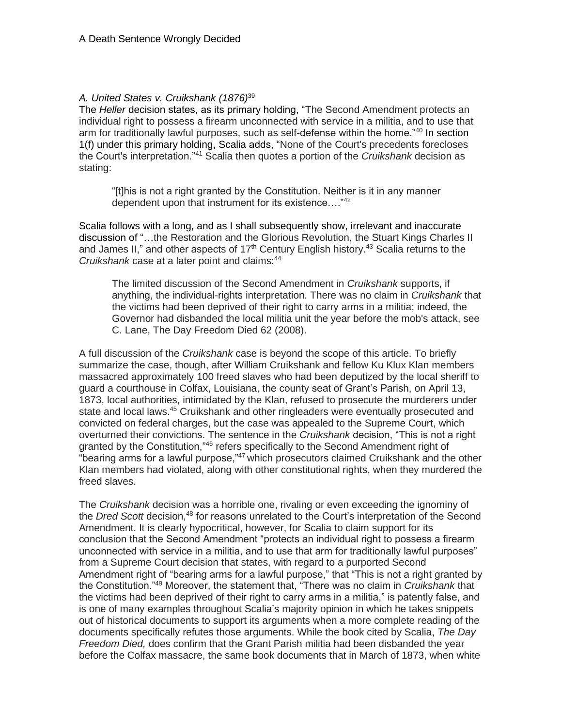### *A. United States v. Cruikshank (1876)*[39]

The *Heller* decision states, as its primary holding, "The Second Amendment protects an individual right to possess a firearm unconnected with service in a militia, and to use that arm for traditionally lawful purposes, such as self-defense within the home."[40] In section 1(f) under this primary holding, Scalia adds, "None of the Court's precedents forecloses the Court's interpretation."[41] Scalia then quotes a portion of the *Cruikshank* decision as stating:

> "[t]his is not a right granted by the Constitution. Neither is it in any manner dependent upon that instrument for its existence…."[42]

Scalia follows with a long, and as I shall subsequently show, irrelevant and inaccurate discussion of "…the Restoration and the Glorious Revolution, the Stuart Kings Charles II and James II," and other aspects of 17th Century English history.[43] Scalia returns to the *Cruikshank* case at a later point and claims:[44]

> The limited discussion of the Second Amendment in *Cruikshank* supports, if anything, the individual-rights interpretation. There was no claim in *Cruikshank* that the victims had been deprived of their right to carry arms in a militia; indeed, the Governor had disbanded the local militia unit the year before the mob's attack, see C. Lane, The Day Freedom Died 62 (2008).

A full discussion of the *Cruikshank* case is beyond the scope of this article. To briefly summarize the case, though, after William Cruikshank and fellow Ku Klux Klan members massacred approximately 100 freed slaves who had been deputized by the local sheriff to guard a courthouse in Colfax, Louisiana, the county seat of Grant's Parish, on April 13, 1873, local authorities, intimidated by the Klan, refused to prosecute the murderers under state and local laws.[45] Cruikshank and other ringleaders were eventually prosecuted and convicted on federal charges, but the case was appealed to the Supreme Court, which overturned their convictions. The sentence in the *Cruikshank* decision, "This is not a right granted by the Constitution,"[46] refers specifically to the Second Amendment right of "bearing arms for a lawful purpose,"[47] which prosecutors claimed Cruikshank and the other Klan members had violated, along with other constitutional rights, when they murdered the freed slaves.

The *Cruikshank* decision was a horrible one, rivaling or even exceeding the ignominy of the *Dred Scott* decision,[48] for reasons unrelated to the Court's interpretation of the Second Amendment. It is clearly hypocritical, however, for Scalia to claim support for its conclusion that the Second Amendment "protects an individual right to possess a firearm unconnected with service in a militia, and to use that arm for traditionally lawful purposes" from a Supreme Court decision that states, with regard to a purported Second Amendment right of "bearing arms for a lawful purpose," that "This is not a right granted by the Constitution."[49] Moreover, the statement that, "There was no claim in *Cruikshank* that the victims had been deprived of their right to carry arms in a militia," is patently false, and is one of many examples throughout Scalia's majority opinion in which he takes snippets out of historical documents to support its arguments when a more complete reading of the documents specifically refutes those arguments. While the book cited by Scalia, *The Day Freedom Died,* does confirm that the Grant Parish militia had been disbanded the year before the Colfax massacre, the same book documents that in March of 1873, when white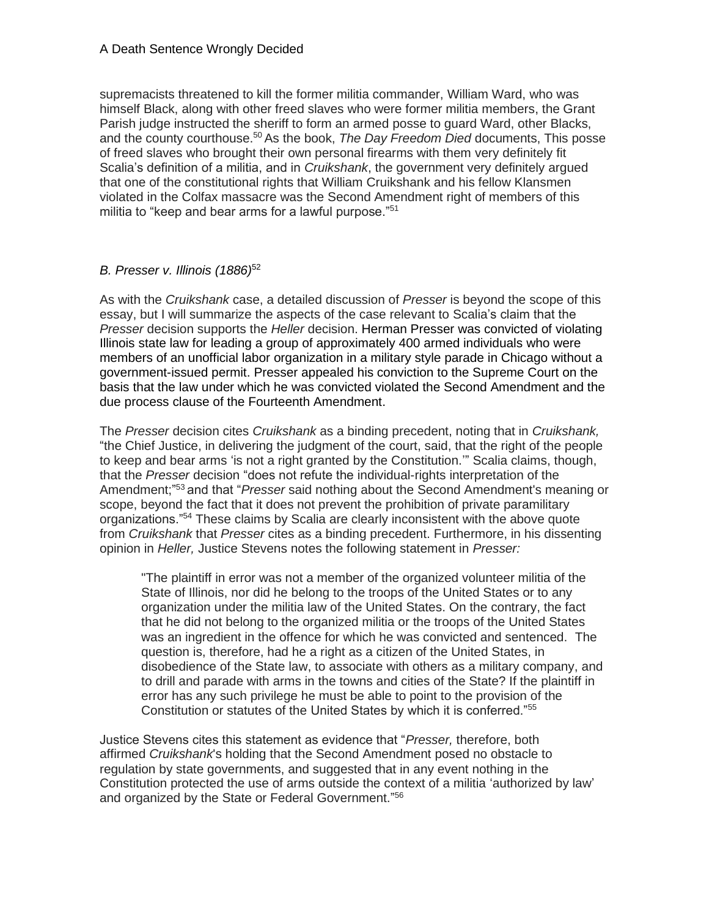supremacists threatened to kill the former militia commander, William Ward, who was himself Black, along with other freed slaves who were former militia members, the Grant Parish judge instructed the sheriff to form an armed posse to guard Ward, other Blacks, and the county courthouse.[50] As the book, *The Day Freedom Died* documents, This posse of freed slaves who brought their own personal firearms with them very definitely fit Scalia's definition of a militia, and in *Cruikshank*, the government very definitely argued that one of the constitutional rights that William Cruikshank and his fellow Klansmen violated in the Colfax massacre was the Second Amendment right of members of this militia to "keep and bear arms for a lawful purpose."[51]

### *B. Presser v. Illinois (1886)*[52]

As with the *Cruikshank* case, a detailed discussion of *Presser* is beyond the scope of this essay, but I will summarize the aspects of the case relevant to Scalia's claim that the *Presser* decision supports the *Heller* decision. Herman Presser was convicted of violating Illinois state law for leading a group of approximately 400 armed individuals who were members of an unofficial labor organization in a military style parade in Chicago without a government-issued permit. Presser appealed his conviction to the Supreme Court on the basis that the law under which he was convicted violated the Second Amendment and the due process clause of the Fourteenth Amendment.

The *Presser* decision cites *Cruikshank* as a binding precedent, noting that in *Cruikshank,* "the Chief Justice, in delivering the judgment of the court, said, that the right of the people to keep and bear arms 'is not a right granted by the Constitution.'" Scalia claims, though, that the *Presser* decision "does not refute the individual-rights interpretation of the Amendment;"[53] and that "*Presser* said nothing about the Second Amendment's meaning or scope, beyond the fact that it does not prevent the prohibition of private paramilitary organizations."[54] These claims by Scalia are clearly inconsistent with the above quote from *Cruikshank* that *Presser* cites as a binding precedent. Furthermore, in his dissenting opinion in *Heller,* Justice Stevens notes the following statement in *Presser:*

> "The plaintiff in error was not a member of the organized volunteer militia of the State of Illinois, nor did he belong to the troops of the United States or to any organization under the militia law of the United States. On the contrary, the fact that he did not belong to the organized militia or the troops of the United States was an ingredient in the offence for which he was convicted and sentenced. The question is, therefore, had he a right as a citizen of the United States, in disobedience of the State law, to associate with others as a military company, and to drill and parade with arms in the towns and cities of the State? If the plaintiff in error has any such privilege he must be able to point to the provision of the Constitution or statutes of the United States by which it is conferred."[55]

Justice Stevens cites this statement as evidence that "*Presser,* therefore, both affirmed *Cruikshank*'s holding that the Second Amendment posed no obstacle to regulation by state governments, and suggested that in any event nothing in the Constitution protected the use of arms outside the context of a militia 'authorized by law' and organized by the State or Federal Government."[56]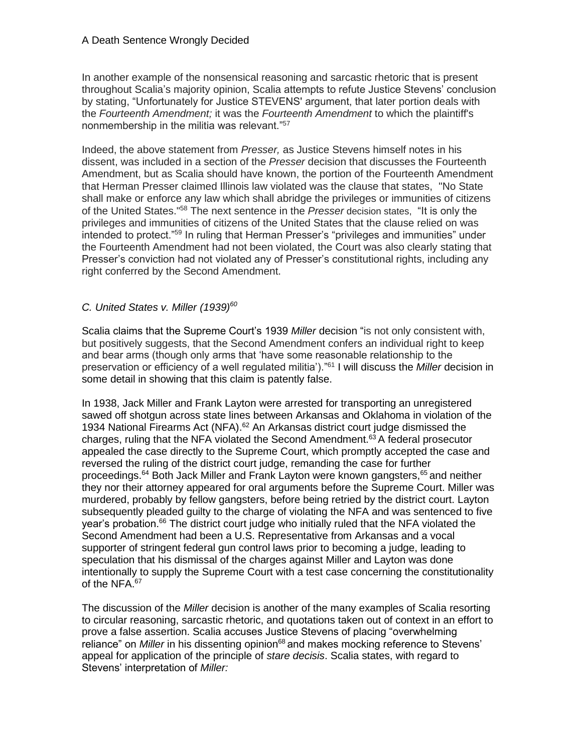In another example of the nonsensical reasoning and sarcastic rhetoric that is present throughout Scalia's majority opinion, Scalia attempts to refute Justice Stevens' conclusion by stating, "Unfortunately for Justice STEVENS' argument, that later portion deals with the *Fourteenth Amendment;* it was the *Fourteenth Amendment* to which the plaintiff's nonmembership in the militia was relevant."[57]

Indeed, the above statement from *Presser,* as Justice Stevens himself notes in his dissent, was included in a section of the *Presser* decision that discusses the Fourteenth Amendment, but as Scalia should have known, the portion of the Fourteenth Amendment that Herman Presser claimed Illinois law violated was the clause that states, "No State shall make or enforce any law which shall abridge the privileges or immunities of citizens of the United States."[58] The next sentence in the *Presser* decision states, "It is only the privileges and immunities of citizens of the United States that the clause relied on was intended to protect."[59] In ruling that Herman Presser's "privileges and immunities" under the Fourteenth Amendment had not been violated, the Court was also clearly stating that Presser's conviction had not violated any of Presser's constitutional rights, including any right conferred by the Second Amendment.

### *C. United States v. Miller (1939)*[60]

Scalia claims that the Supreme Court's 1939 *Miller* decision "is not only consistent with, but positively suggests, that the Second Amendment confers an individual right to keep and bear arms (though only arms that 'have some reasonable relationship to the preservation or efficiency of a well regulated militia')."[61] I will discuss the *Miller* decision in some detail in showing that this claim is patently false.

In 1938, Jack Miller and Frank Layton were arrested for transporting an unregistered sawed off shotgun across state lines between Arkansas and Oklahoma in violation of the 1934 National Firearms Act (NFA).[62] An Arkansas district court judge dismissed the charges, ruling that the NFA violated the Second Amendment.[63] A federal prosecutor appealed the case directly to the Supreme Court, which promptly accepted the case and reversed the ruling of the district court judge, remanding the case for further proceedings.[64] Both Jack Miller and Frank Layton were known gangsters,[65] and neither they nor their attorney appeared for oral arguments before the Supreme Court. Miller was murdered, probably by fellow gangsters, before being retried by the district court. Layton subsequently pleaded guilty to the charge of violating the NFA and was sentenced to five year's probation.[66] The district court judge who initially ruled that the NFA violated the Second Amendment had been a U.S. Representative from Arkansas and a vocal supporter of stringent federal gun control laws prior to becoming a judge, leading to speculation that his dismissal of the charges against Miller and Layton was done intentionally to supply the Supreme Court with a test case concerning the constitutionality of the NFA.[67]

The discussion of the *Miller* decision is another of the many examples of Scalia resorting to circular reasoning, sarcastic rhetoric, and quotations taken out of context in an effort to prove a false assertion. Scalia accuses Justice Stevens of placing "overwhelming reliance" on *Miller* in his dissenting opinion[68] and makes mocking reference to Stevens' appeal for application of the principle of *stare decisis*. Scalia states, with regard to Stevens' interpretation of *Miller:*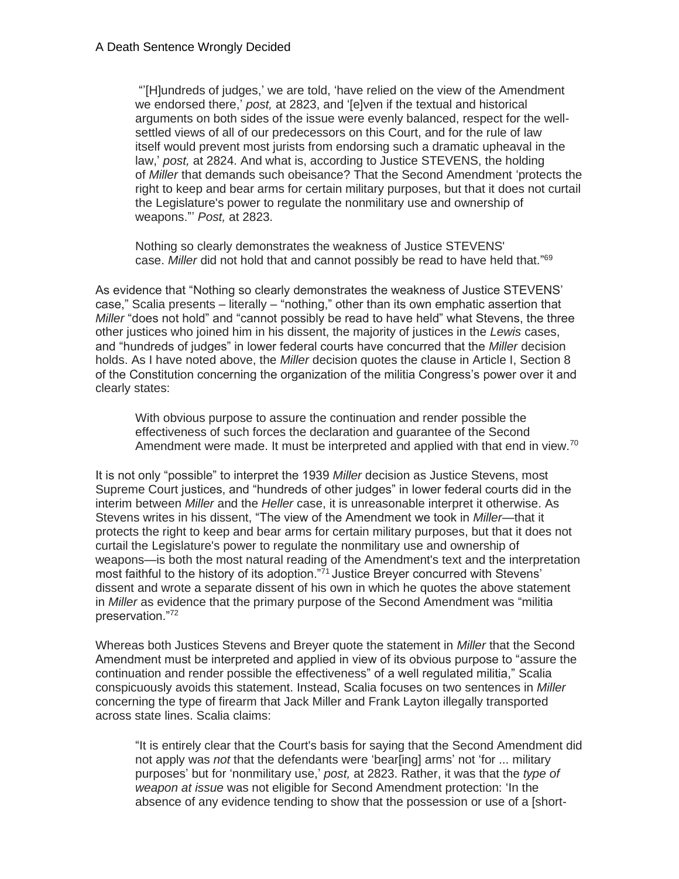> "'[H]undreds of judges,' we are told, 'have relied on the view of the Amendment we endorsed there,' *post,* at 2823, and '[e]ven if the textual and historical arguments on both sides of the issue were evenly balanced, respect for the well-settled views of all of our predecessors on this Court, and for the rule of law itself would prevent most jurists from endorsing such a dramatic upheaval in the law,' *post,* at 2824. And what is, according to Justice STEVENS, the holding of *Miller* that demands such obeisance? That the Second Amendment 'protects the right to keep and bear arms for certain military purposes, but that it does not curtail the Legislature's power to regulate the nonmilitary use and ownership of weapons."' *Post,* at 2823.
>
> Nothing so clearly demonstrates the weakness of Justice STEVENS' case. *Miller* did not hold that and cannot possibly be read to have held that."[69]

As evidence that "Nothing so clearly demonstrates the weakness of Justice STEVENS' case," Scalia presents – literally – "nothing," other than its own emphatic assertion that *Miller* "does not hold" and "cannot possibly be read to have held" what Stevens, the three other justices who joined him in his dissent, the majority of justices in the *Lewis* cases, and "hundreds of judges" in lower federal courts have concurred that the *Miller* decision holds. As I have noted above, the *Miller* decision quotes the clause in Article I, Section 8 of the Constitution concerning the organization of the militia Congress's power over it and clearly states:

> With obvious purpose to assure the continuation and render possible the effectiveness of such forces the declaration and guarantee of the Second Amendment were made. It must be interpreted and applied with that end in view.[70]

It is not only "possible" to interpret the 1939 *Miller* decision as Justice Stevens, most Supreme Court justices, and "hundreds of other judges" in lower federal courts did in the interim between *Miller* and the *Heller* case, it is unreasonable interpret it otherwise. As Stevens writes in his dissent, "The view of the Amendment we took in *Miller*—that it protects the right to keep and bear arms for certain military purposes, but that it does not curtail the Legislature's power to regulate the nonmilitary use and ownership of weapons—is both the most natural reading of the Amendment's text and the interpretation most faithful to the history of its adoption."[71] Justice Breyer concurred with Stevens' dissent and wrote a separate dissent of his own in which he quotes the above statement in *Miller* as evidence that the primary purpose of the Second Amendment was "militia preservation."[72]

Whereas both Justices Stevens and Breyer quote the statement in *Miller* that the Second Amendment must be interpreted and applied in view of its obvious purpose to "assure the continuation and render possible the effectiveness" of a well regulated militia," Scalia conspicuously avoids this statement. Instead, Scalia focuses on two sentences in *Miller* concerning the type of firearm that Jack Miller and Frank Layton illegally transported across state lines. Scalia claims:

> "It is entirely clear that the Court's basis for saying that the Second Amendment did not apply was *not* that the defendants were 'bear[ing] arms' not 'for ... military purposes' but for 'nonmilitary use,' *post,* at 2823. Rather, it was that the *type of weapon at issue* was not eligible for Second Amendment protection: 'In the absence of any evidence tending to show that the possession or use of a [short-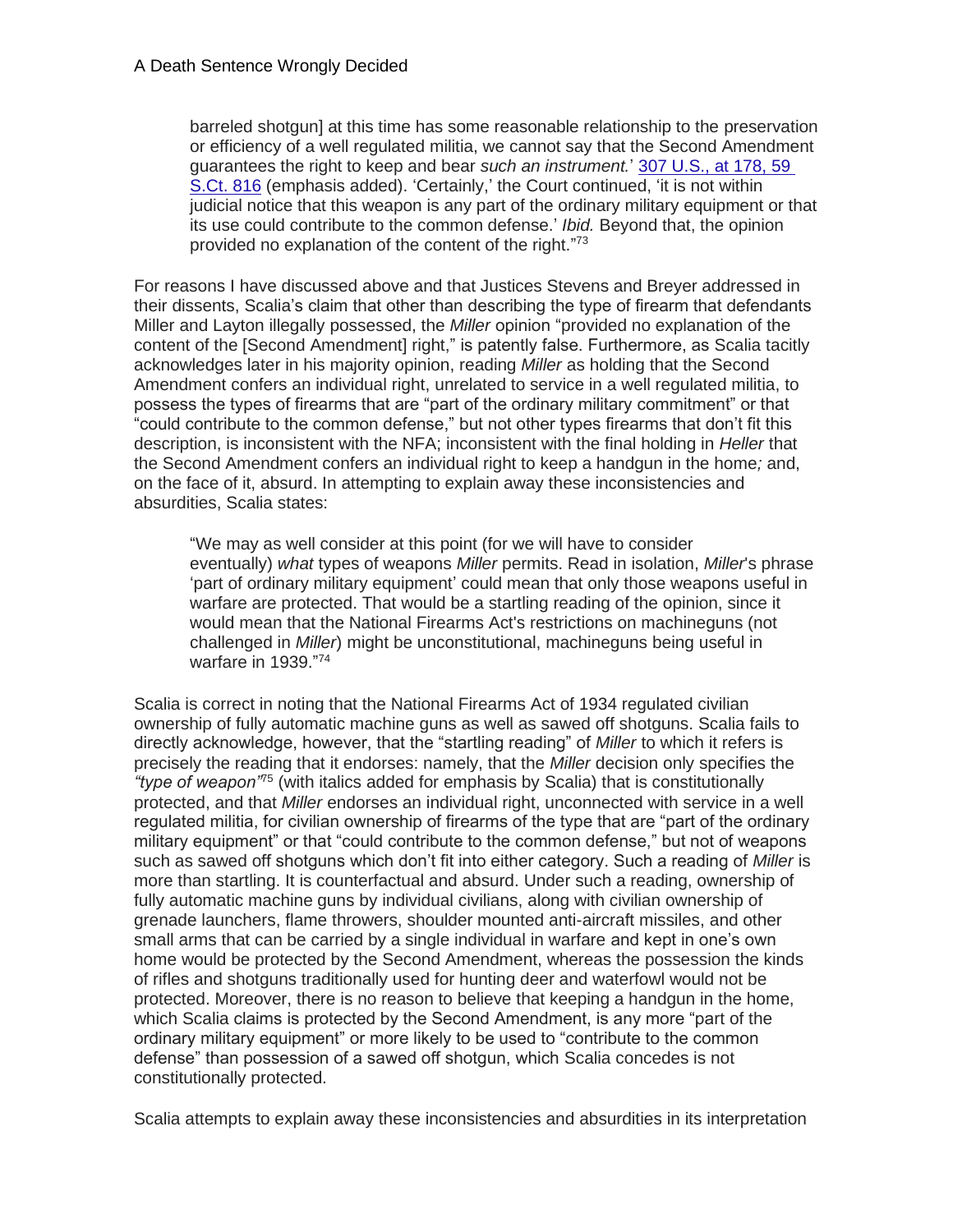> barreled shotgun] at this time has some reasonable relationship to the preservation or efficiency of a well regulated militia, we cannot say that the Second Amendment guarantees the right to keep and bear *such an instrument.*' 307 U.S., at 178, 59 S.Ct. 816 (emphasis added). 'Certainly,' the Court continued, 'it is not within judicial notice that this weapon is any part of the ordinary military equipment or that its use could contribute to the common defense.' *Ibid.* Beyond that, the opinion provided no explanation of the content of the right."[73]

For reasons I have discussed above and that Justices Stevens and Breyer addressed in their dissents, Scalia's claim that other than describing the type of firearm that defendants Miller and Layton illegally possessed, the *Miller* opinion "provided no explanation of the content of the [Second Amendment] right," is patently false. Furthermore, as Scalia tacitly acknowledges later in his majority opinion, reading *Miller* as holding that the Second Amendment confers an individual right, unrelated to service in a well regulated militia, to possess the types of firearms that are "part of the ordinary military commitment" or that "could contribute to the common defense," but not other types firearms that don't fit this description, is inconsistent with the NFA; inconsistent with the final holding in *Heller* that the Second Amendment confers an individual right to keep a handgun in the home*;* and, on the face of it, absurd. In attempting to explain away these inconsistencies and absurdities, Scalia states:

> "We may as well consider at this point (for we will have to consider eventually) *what* types of weapons *Miller* permits. Read in isolation, *Miller*'s phrase 'part of ordinary military equipment' could mean that only those weapons useful in warfare are protected. That would be a startling reading of the opinion, since it would mean that the National Firearms Act's restrictions on machineguns (not challenged in *Miller*) might be unconstitutional, machineguns being useful in warfare in 1939."[74]

Scalia is correct in noting that the National Firearms Act of 1934 regulated civilian ownership of fully automatic machine guns as well as sawed off shotguns. Scalia fails to directly acknowledge, however, that the "startling reading" of *Miller* to which it refers is precisely the reading that it endorses: namely, that the *Miller* decision only specifies the *"type of weapon"*[75] (with italics added for emphasis by Scalia) that is constitutionally protected, and that *Miller* endorses an individual right, unconnected with service in a well regulated militia, for civilian ownership of firearms of the type that are "part of the ordinary military equipment" or that "could contribute to the common defense," but not of weapons such as sawed off shotguns which don't fit into either category. Such a reading of *Miller* is more than startling. It is counterfactual and absurd. Under such a reading, ownership of fully automatic machine guns by individual civilians, along with civilian ownership of grenade launchers, flame throwers, shoulder mounted anti-aircraft missiles, and other small arms that can be carried by a single individual in warfare and kept in one's own home would be protected by the Second Amendment, whereas the possession the kinds of rifles and shotguns traditionally used for hunting deer and waterfowl would not be protected. Moreover, there is no reason to believe that keeping a handgun in the home, which Scalia claims is protected by the Second Amendment, is any more "part of the ordinary military equipment" or more likely to be used to "contribute to the common defense" than possession of a sawed off shotgun, which Scalia concedes is not constitutionally protected.

Scalia attempts to explain away these inconsistencies and absurdities in its interpretation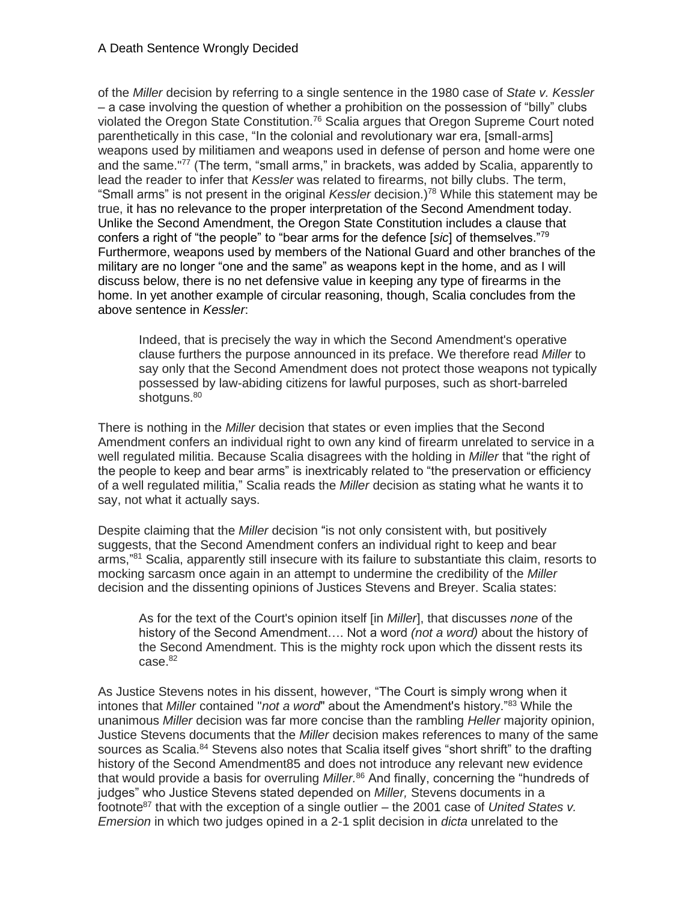of the *Miller* decision by referring to a single sentence in the 1980 case of *State v. Kessler* – a case involving the question of whether a prohibition on the possession of "billy" clubs violated the Oregon State Constitution.[76] Scalia argues that Oregon Supreme Court noted parenthetically in this case, "In the colonial and revolutionary war era, [small-arms] weapons used by militiamen and weapons used in defense of person and home were one and the same."[77] (The term, "small arms," in brackets, was added by Scalia, apparently to lead the reader to infer that *Kessler* was related to firearms, not billy clubs. The term, "Small arms" is not present in the original *Kessler* decision.)[78] While this statement may be true, it has no relevance to the proper interpretation of the Second Amendment today. Unlike the Second Amendment, the Oregon State Constitution includes a clause that confers a right of "the people" to "bear arms for the defence [*sic*] of themselves."[79] Furthermore, weapons used by members of the National Guard and other branches of the military are no longer "one and the same" as weapons kept in the home, and as I will discuss below, there is no net defensive value in keeping any type of firearms in the home. In yet another example of circular reasoning, though, Scalia concludes from the above sentence in *Kessler*:

> Indeed, that is precisely the way in which the Second Amendment's operative clause furthers the purpose announced in its preface. We therefore read *Miller* to say only that the Second Amendment does not protect those weapons not typically possessed by law-abiding citizens for lawful purposes, such as short-barreled shotguns.[80]

There is nothing in the *Miller* decision that states or even implies that the Second Amendment confers an individual right to own any kind of firearm unrelated to service in a well regulated militia. Because Scalia disagrees with the holding in *Miller* that "the right of the people to keep and bear arms" is inextricably related to "the preservation or efficiency of a well regulated militia," Scalia reads the *Miller* decision as stating what he wants it to say, not what it actually says.

Despite claiming that the *Miller* decision "is not only consistent with, but positively suggests, that the Second Amendment confers an individual right to keep and bear arms,"[81] Scalia, apparently still insecure with its failure to substantiate this claim, resorts to mocking sarcasm once again in an attempt to undermine the credibility of the *Miller* decision and the dissenting opinions of Justices Stevens and Breyer. Scalia states:

> As for the text of the Court's opinion itself [in *Miller*], that discusses *none* of the history of the Second Amendment…. Not a word *(not a word)* about the history of the Second Amendment. This is the mighty rock upon which the dissent rests its case.[82]

As Justice Stevens notes in his dissent, however, "The Court is simply wrong when it intones that *Miller* contained "*not a word*" about the Amendment's history."[83] While the unanimous *Miller* decision was far more concise than the rambling *Heller* majority opinion, Justice Stevens documents that the *Miller* decision makes references to many of the same sources as Scalia.[84] Stevens also notes that Scalia itself gives "short shrift" to the drafting history of the Second Amendment85 and does not introduce any relevant new evidence that would provide a basis for overruling *Miller*.[86] And finally, concerning the "hundreds of judges" who Justice Stevens stated depended on *Miller*, Stevens documents in a footnote[87] that with the exception of a single outlier – the 2001 case of *United States v. Emersion* in which two judges opined in a 2-1 split decision in *dicta* unrelated to the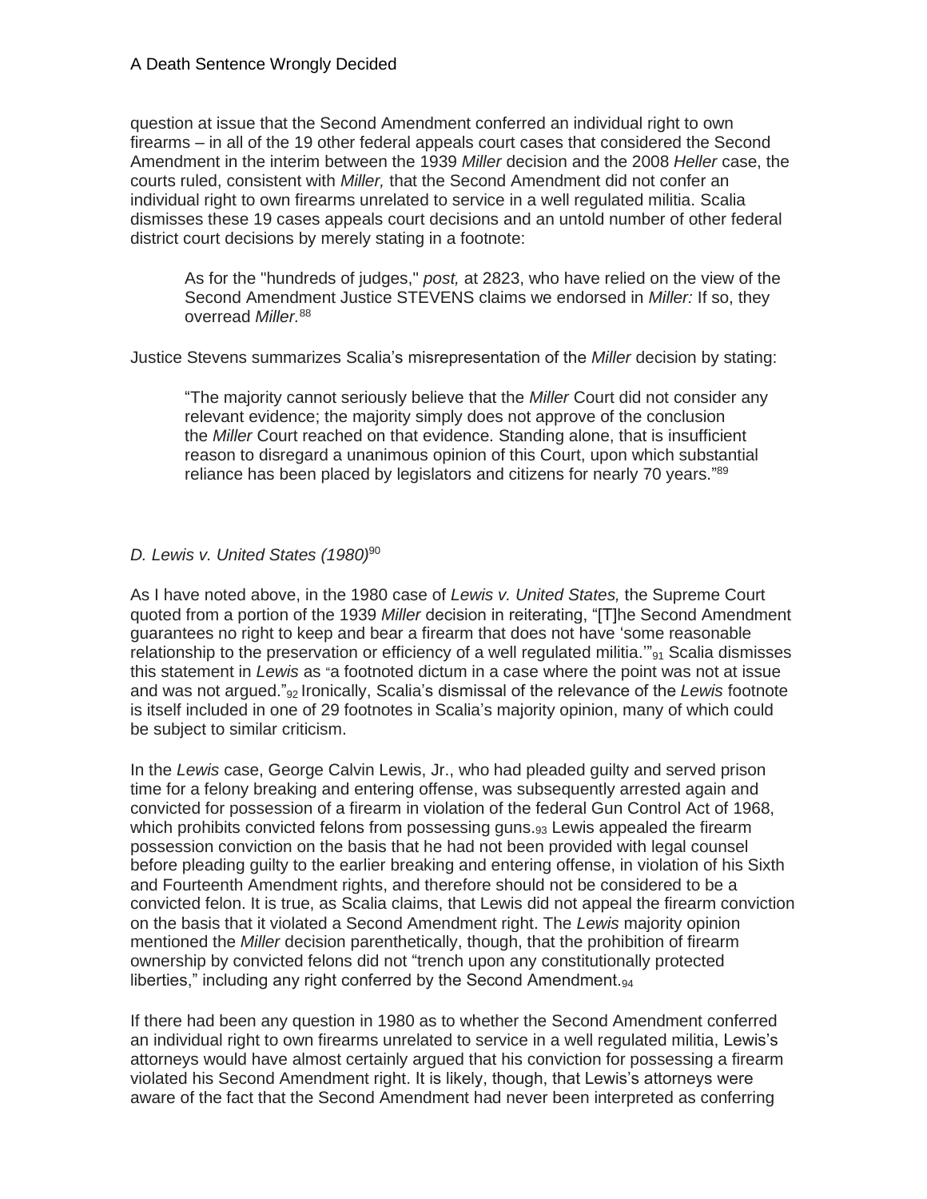question at issue that the Second Amendment conferred an individual right to own firearms – in all of the 19 other federal appeals court cases that considered the Second Amendment in the interim between the 1939 *Miller* decision and the 2008 *Heller* case, the courts ruled, consistent with *Miller,* that the Second Amendment did not confer an individual right to own firearms unrelated to service in a well regulated militia. Scalia dismisses these 19 cases appeals court decisions and an untold number of other federal district court decisions by merely stating in a footnote:

> As for the "hundreds of judges," *post,* at 2823, who have relied on the view of the Second Amendment Justice STEVENS claims we endorsed in *Miller:* If so, they overread *Miller.*[88]

Justice Stevens summarizes Scalia's misrepresentation of the *Miller* decision by stating:

> "The majority cannot seriously believe that the *Miller* Court did not consider any relevant evidence; the majority simply does not approve of the conclusion the *Miller* Court reached on that evidence. Standing alone, that is insufficient reason to disregard a unanimous opinion of this Court, upon which substantial reliance has been placed by legislators and citizens for nearly 70 years."[89]

### *D. Lewis v. United States (1980)*[90]

As I have noted above, in the 1980 case of *Lewis v. United States,* the Supreme Court quoted from a portion of the 1939 *Miller* decision in reiterating, "[T]he Second Amendment guarantees no right to keep and bear a firearm that does not have 'some reasonable relationship to the preservation or efficiency of a well regulated militia.'"[91] Scalia dismisses this statement in *Lewis* as "a footnoted dictum in a case where the point was not at issue and was not argued."[92] Ironically, Scalia's dismissal of the relevance of the *Lewis* footnote is itself included in one of 29 footnotes in Scalia's majority opinion, many of which could be subject to similar criticism.

In the *Lewis* case, George Calvin Lewis, Jr., who had pleaded guilty and served prison time for a felony breaking and entering offense, was subsequently arrested again and convicted for possession of a firearm in violation of the federal Gun Control Act of 1968, which prohibits convicted felons from possessing guns.[93] Lewis appealed the firearm possession conviction on the basis that he had not been provided with legal counsel before pleading guilty to the earlier breaking and entering offense, in violation of his Sixth and Fourteenth Amendment rights, and therefore should not be considered to be a convicted felon. It is true, as Scalia claims, that Lewis did not appeal the firearm conviction on the basis that it violated a Second Amendment right. The *Lewis* majority opinion mentioned the *Miller* decision parenthetically, though, that the prohibition of firearm ownership by convicted felons did not "trench upon any constitutionally protected liberties," including any right conferred by the Second Amendment.[94]

If there had been any question in 1980 as to whether the Second Amendment conferred an individual right to own firearms unrelated to service in a well regulated militia, Lewis's attorneys would have almost certainly argued that his conviction for possessing a firearm violated his Second Amendment right. It is likely, though, that Lewis's attorneys were aware of the fact that the Second Amendment had never been interpreted as conferring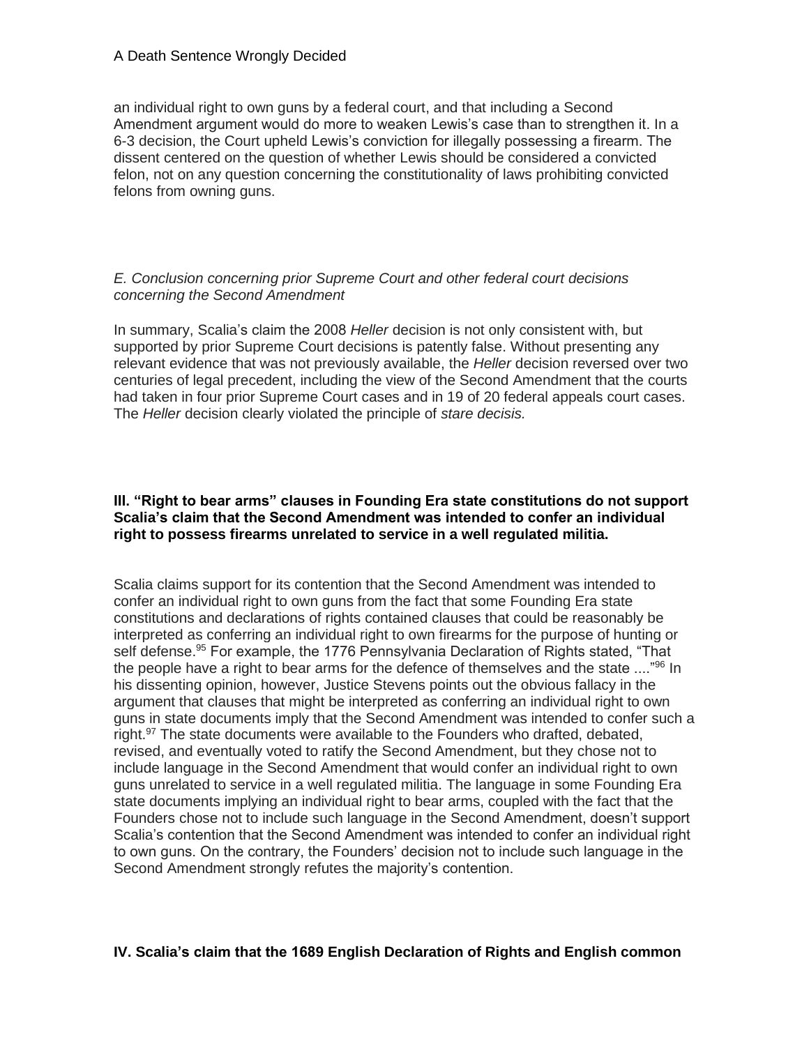an individual right to own guns by a federal court, and that including a Second Amendment argument would do more to weaken Lewis's case than to strengthen it. In a 6-3 decision, the Court upheld Lewis's conviction for illegally possessing a firearm. The dissent centered on the question of whether Lewis should be considered a convicted felon, not on any question concerning the constitutionality of laws prohibiting convicted felons from owning guns.

*E. Conclusion concerning prior Supreme Court and other federal court decisions concerning the Second Amendment*

In summary, Scalia's claim the 2008 *Heller* decision is not only consistent with, but supported by prior Supreme Court decisions is patently false. Without presenting any relevant evidence that was not previously available, the *Heller* decision reversed over two centuries of legal precedent, including the view of the Second Amendment that the courts had taken in four prior Supreme Court cases and in 19 of 20 federal appeals court cases. The *Heller* decision clearly violated the principle of *stare decisis.*

**III. "Right to bear arms" clauses in Founding Era state constitutions do not support Scalia's claim that the Second Amendment was intended to confer an individual right to possess firearms unrelated to service in a well regulated militia.**

Scalia claims support for its contention that the Second Amendment was intended to confer an individual right to own guns from the fact that some Founding Era state constitutions and declarations of rights contained clauses that could be reasonably be interpreted as conferring an individual right to own firearms for the purpose of hunting or self defense.[95] For example, the 1776 Pennsylvania Declaration of Rights stated, "That the people have a right to bear arms for the defence of themselves and the state ...."[96] In his dissenting opinion, however, Justice Stevens points out the obvious fallacy in the argument that clauses that might be interpreted as conferring an individual right to own guns in state documents imply that the Second Amendment was intended to confer such a right.[97] The state documents were available to the Founders who drafted, debated, revised, and eventually voted to ratify the Second Amendment, but they chose not to include language in the Second Amendment that would confer an individual right to own guns unrelated to service in a well regulated militia. The language in some Founding Era state documents implying an individual right to bear arms, coupled with the fact that the Founders chose not to include such language in the Second Amendment, doesn't support Scalia's contention that the Second Amendment was intended to confer an individual right to own guns. On the contrary, the Founders' decision not to include such language in the Second Amendment strongly refutes the majority's contention.

**IV. Scalia's claim that the 1689 English Declaration of Rights and English common**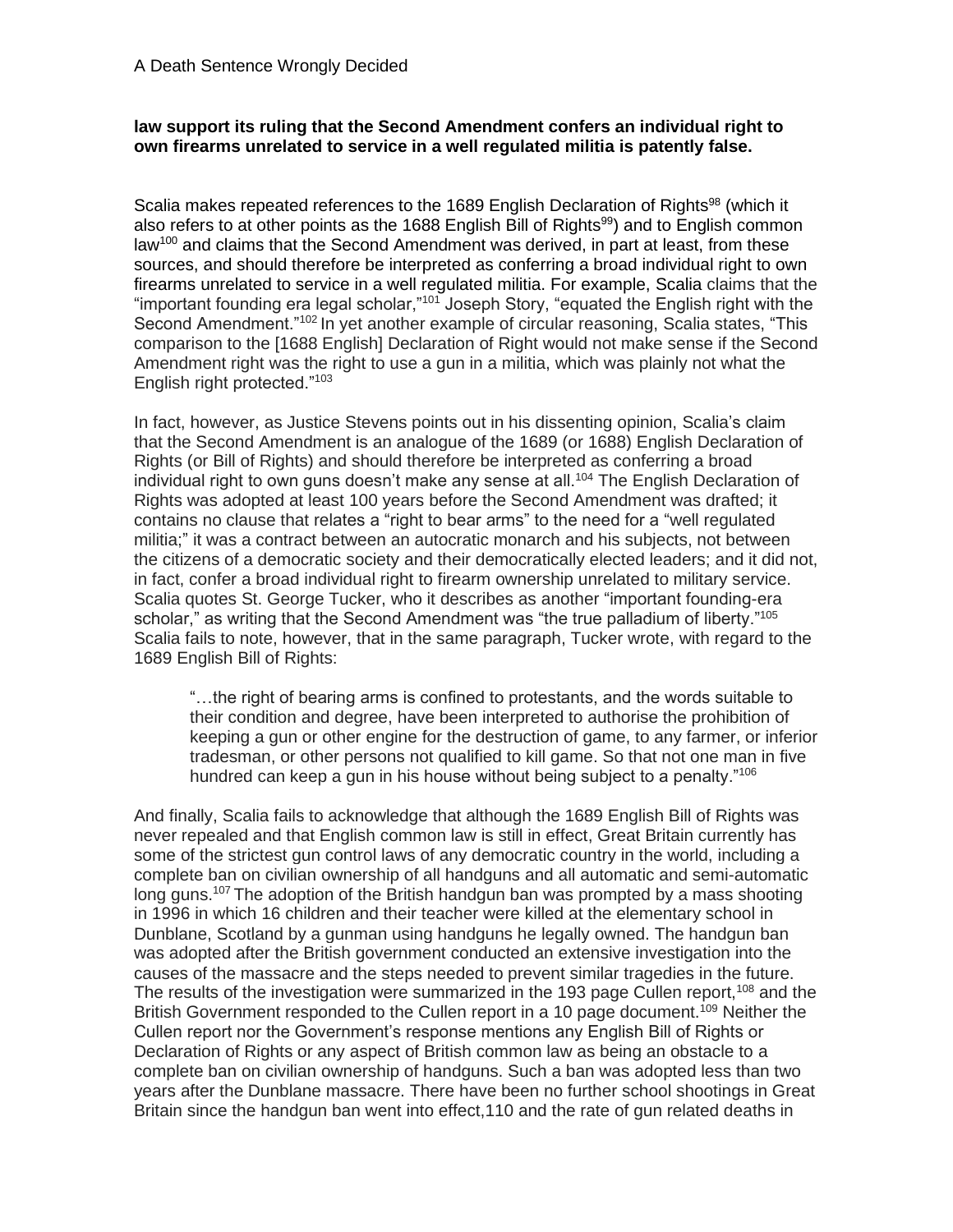**law support its ruling that the Second Amendment confers an individual right to own firearms unrelated to service in a well regulated militia is patently false.**

Scalia makes repeated references to the 1689 English Declaration of Rights[98] (which it also refers to at other points as the 1688 English Bill of Rights[99]) and to English common law[100] and claims that the Second Amendment was derived, in part at least, from these sources, and should therefore be interpreted as conferring a broad individual right to own firearms unrelated to service in a well regulated militia. For example, Scalia claims that the "important founding era legal scholar,"[101] Joseph Story, "equated the English right with the Second Amendment."[102] In yet another example of circular reasoning, Scalia states, "This comparison to the [1688 English] Declaration of Right would not make sense if the Second Amendment right was the right to use a gun in a militia, which was plainly not what the English right protected."[103]

In fact, however, as Justice Stevens points out in his dissenting opinion, Scalia's claim that the Second Amendment is an analogue of the 1689 (or 1688) English Declaration of Rights (or Bill of Rights) and should therefore be interpreted as conferring a broad individual right to own guns doesn't make any sense at all.[104] The English Declaration of Rights was adopted at least 100 years before the Second Amendment was drafted; it contains no clause that relates a "right to bear arms" to the need for a "well regulated militia;" it was a contract between an autocratic monarch and his subjects, not between the citizens of a democratic society and their democratically elected leaders; and it did not, in fact, confer a broad individual right to firearm ownership unrelated to military service. Scalia quotes St. George Tucker, who it describes as another "important founding-era scholar," as writing that the Second Amendment was "the true palladium of liberty."[105] Scalia fails to note, however, that in the same paragraph, Tucker wrote, with regard to the 1689 English Bill of Rights:

> "…the right of bearing arms is confined to protestants, and the words suitable to their condition and degree, have been interpreted to authorise the prohibition of keeping a gun or other engine for the destruction of game, to any farmer, or inferior tradesman, or other persons not qualified to kill game. So that not one man in five hundred can keep a gun in his house without being subject to a penalty."[106]

And finally, Scalia fails to acknowledge that although the 1689 English Bill of Rights was never repealed and that English common law is still in effect, Great Britain currently has some of the strictest gun control laws of any democratic country in the world, including a complete ban on civilian ownership of all handguns and all automatic and semi-automatic long guns.[107] The adoption of the British handgun ban was prompted by a mass shooting in 1996 in which 16 children and their teacher were killed at the elementary school in Dunblane, Scotland by a gunman using handguns he legally owned. The handgun ban was adopted after the British government conducted an extensive investigation into the causes of the massacre and the steps needed to prevent similar tragedies in the future. The results of the investigation were summarized in the 193 page Cullen report,[108] and the British Government responded to the Cullen report in a 10 page document.[109] Neither the Cullen report nor the Government's response mentions any English Bill of Rights or Declaration of Rights or any aspect of British common law as being an obstacle to a complete ban on civilian ownership of handguns. Such a ban was adopted less than two years after the Dunblane massacre. There have been no further school shootings in Great Britain since the handgun ban went into effect,110 and the rate of gun related deaths in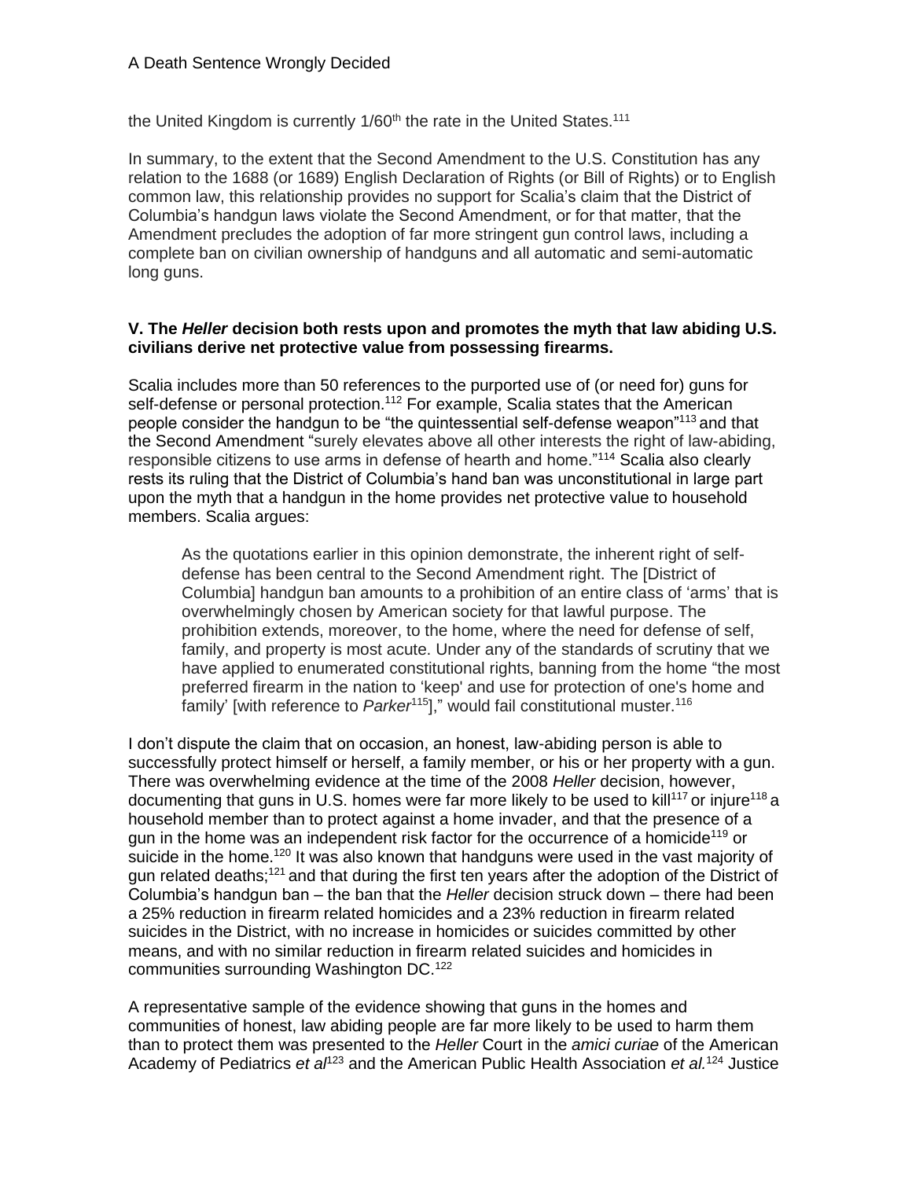the United Kingdom is currently 1/60th the rate in the United States.[111]

In summary, to the extent that the Second Amendment to the U.S. Constitution has any relation to the 1688 (or 1689) English Declaration of Rights (or Bill of Rights) or to English common law, this relationship provides no support for Scalia's claim that the District of Columbia's handgun laws violate the Second Amendment, or for that matter, that the Amendment precludes the adoption of far more stringent gun control laws, including a complete ban on civilian ownership of handguns and all automatic and semi-automatic long guns.

### V. The *Heller* decision both rests upon and promotes the myth that law abiding U.S. civilians derive net protective value from possessing firearms.

Scalia includes more than 50 references to the purported use of (or need for) guns for self-defense or personal protection.[112] For example, Scalia states that the American people consider the handgun to be "the quintessential self-defense weapon"[113] and that the Second Amendment "surely elevates above all other interests the right of law-abiding, responsible citizens to use arms in defense of hearth and home."[114] Scalia also clearly rests its ruling that the District of Columbia's hand ban was unconstitutional in large part upon the myth that a handgun in the home provides net protective value to household members. Scalia argues:

> As the quotations earlier in this opinion demonstrate, the inherent right of self-defense has been central to the Second Amendment right. The [District of Columbia] handgun ban amounts to a prohibition of an entire class of 'arms' that is overwhelmingly chosen by American society for that lawful purpose. The prohibition extends, moreover, to the home, where the need for defense of self, family, and property is most acute. Under any of the standards of scrutiny that we have applied to enumerated constitutional rights, banning from the home "the most preferred firearm in the nation to 'keep' and use for protection of one's home and family' [with reference to *Parker*[115]]," would fail constitutional muster.[116]

I don't dispute the claim that on occasion, an honest, law-abiding person is able to successfully protect himself or herself, a family member, or his or her property with a gun. There was overwhelming evidence at the time of the 2008 *Heller* decision, however, documenting that guns in U.S. homes were far more likely to be used to kill[117] or injure[118] a household member than to protect against a home invader, and that the presence of a gun in the home was an independent risk factor for the occurrence of a homicide[119] or suicide in the home.[120] It was also known that handguns were used in the vast majority of gun related deaths;[121] and that during the first ten years after the adoption of the District of Columbia's handgun ban – the ban that the *Heller* decision struck down – there had been a 25% reduction in firearm related homicides and a 23% reduction in firearm related suicides in the District, with no increase in homicides or suicides committed by other means, and with no similar reduction in firearm related suicides and homicides in communities surrounding Washington DC.[122]

A representative sample of the evidence showing that guns in the homes and communities of honest, law abiding people are far more likely to be used to harm them than to protect them was presented to the *Heller* Court in the *amici curiae* of the American Academy of Pediatrics *et al*[123] and the American Public Health Association *et al.*[124] Justice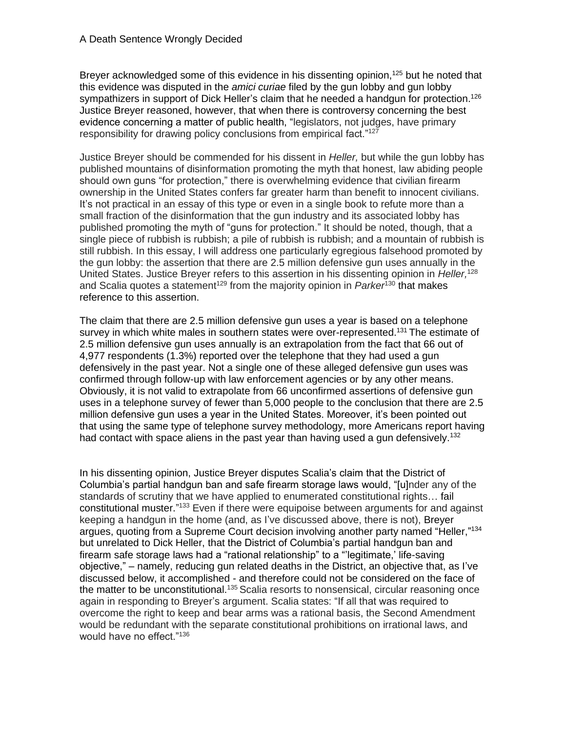Breyer acknowledged some of this evidence in his dissenting opinion,[125] but he noted that this evidence was disputed in the *amici curiae* filed by the gun lobby and gun lobby sympathizers in support of Dick Heller's claim that he needed a handgun for protection.[126] Justice Breyer reasoned, however, that when there is controversy concerning the best evidence concerning a matter of public health, "legislators, not judges, have primary responsibility for drawing policy conclusions from empirical fact."[127]

Justice Breyer should be commended for his dissent in *Heller,* but while the gun lobby has published mountains of disinformation promoting the myth that honest, law abiding people should own guns "for protection," there is overwhelming evidence that civilian firearm ownership in the United States confers far greater harm than benefit to innocent civilians. It's not practical in an essay of this type or even in a single book to refute more than a small fraction of the disinformation that the gun industry and its associated lobby has published promoting the myth of "guns for protection." It should be noted, though, that a single piece of rubbish is rubbish; a pile of rubbish is rubbish; and a mountain of rubbish is still rubbish. In this essay, I will address one particularly egregious falsehood promoted by the gun lobby: the assertion that there are 2.5 million defensive gun uses annually in the United States. Justice Breyer refers to this assertion in his dissenting opinion in *Heller,*[128] and Scalia quotes a statement[129] from the majority opinion in *Parker*[130] that makes reference to this assertion.

The claim that there are 2.5 million defensive gun uses a year is based on a telephone survey in which white males in southern states were over-represented.[131] The estimate of 2.5 million defensive gun uses annually is an extrapolation from the fact that 66 out of 4,977 respondents (1.3%) reported over the telephone that they had used a gun defensively in the past year. Not a single one of these alleged defensive gun uses was confirmed through follow-up with law enforcement agencies or by any other means. Obviously, it is not valid to extrapolate from 66 unconfirmed assertions of defensive gun uses in a telephone survey of fewer than 5,000 people to the conclusion that there are 2.5 million defensive gun uses a year in the United States. Moreover, it's been pointed out that using the same type of telephone survey methodology, more Americans report having had contact with space aliens in the past year than having used a gun defensively.[132]

In his dissenting opinion, Justice Breyer disputes Scalia's claim that the District of Columbia's partial handgun ban and safe firearm storage laws would, "[u]nder any of the standards of scrutiny that we have applied to enumerated constitutional rights… fail constitutional muster."[133] Even if there were equipoise between arguments for and against keeping a handgun in the home (and, as I've discussed above, there is not), Breyer argues, quoting from a Supreme Court decision involving another party named "Heller,"[134] but unrelated to Dick Heller, that the District of Columbia's partial handgun ban and firearm safe storage laws had a "rational relationship" to a "'legitimate,' life-saving objective," – namely, reducing gun related deaths in the District, an objective that, as I've discussed below, it accomplished - and therefore could not be considered on the face of the matter to be unconstitutional.[135] Scalia resorts to nonsensical, circular reasoning once again in responding to Breyer's argument. Scalia states: "If all that was required to overcome the right to keep and bear arms was a rational basis, the Second Amendment would be redundant with the separate constitutional prohibitions on irrational laws, and would have no effect."[136]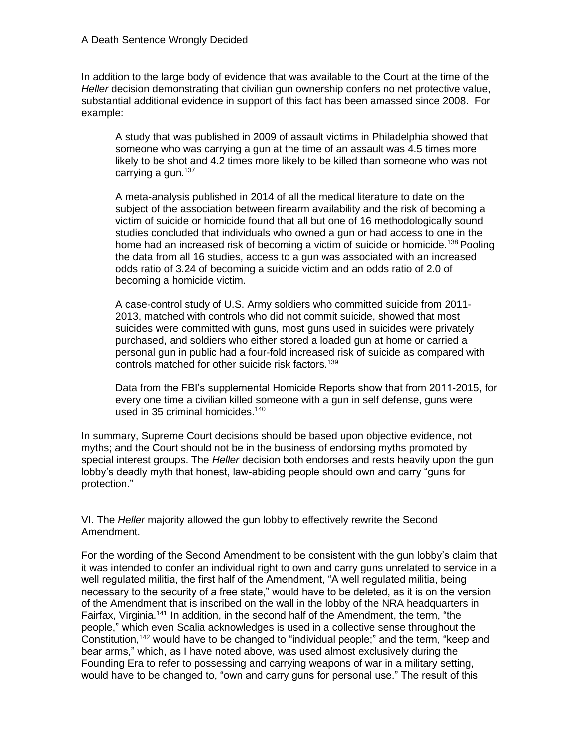In addition to the large body of evidence that was available to the Court at the time of the *Heller* decision demonstrating that civilian gun ownership confers no net protective value, substantial additional evidence in support of this fact has been amassed since 2008. For example:

> A study that was published in 2009 of assault victims in Philadelphia showed that someone who was carrying a gun at the time of an assault was 4.5 times more likely to be shot and 4.2 times more likely to be killed than someone who was not carrying a gun.[137]
>
> A meta-analysis published in 2014 of all the medical literature to date on the subject of the association between firearm availability and the risk of becoming a victim of suicide or homicide found that all but one of 16 methodologically sound studies concluded that individuals who owned a gun or had access to one in the home had an increased risk of becoming a victim of suicide or homicide.[138] Pooling the data from all 16 studies, access to a gun was associated with an increased odds ratio of 3.24 of becoming a suicide victim and an odds ratio of 2.0 of becoming a homicide victim.
>
> A case-control study of U.S. Army soldiers who committed suicide from 2011-2013, matched with controls who did not commit suicide, showed that most suicides were committed with guns, most guns used in suicides were privately purchased, and soldiers who either stored a loaded gun at home or carried a personal gun in public had a four-fold increased risk of suicide as compared with controls matched for other suicide risk factors.[139]
>
> Data from the FBI's supplemental Homicide Reports show that from 2011-2015, for every one time a civilian killed someone with a gun in self defense, guns were used in 35 criminal homicides.[140]

In summary, Supreme Court decisions should be based upon objective evidence, not myths; and the Court should not be in the business of endorsing myths promoted by special interest groups. The *Heller* decision both endorses and rests heavily upon the gun lobby's deadly myth that honest, law-abiding people should own and carry "guns for protection."

## VI. The *Heller* majority allowed the gun lobby to effectively rewrite the Second Amendment.

For the wording of the Second Amendment to be consistent with the gun lobby's claim that it was intended to confer an individual right to own and carry guns unrelated to service in a well regulated militia, the first half of the Amendment, "A well regulated militia, being necessary to the security of a free state," would have to be deleted, as it is on the version of the Amendment that is inscribed on the wall in the lobby of the NRA headquarters in Fairfax, Virginia.[141] In addition, in the second half of the Amendment, the term, "the people," which even Scalia acknowledges is used in a collective sense throughout the Constitution,[142] would have to be changed to "individual people;" and the term, "keep and bear arms," which, as I have noted above, was used almost exclusively during the Founding Era to refer to possessing and carrying weapons of war in a military setting, would have to be changed to, "own and carry guns for personal use." The result of this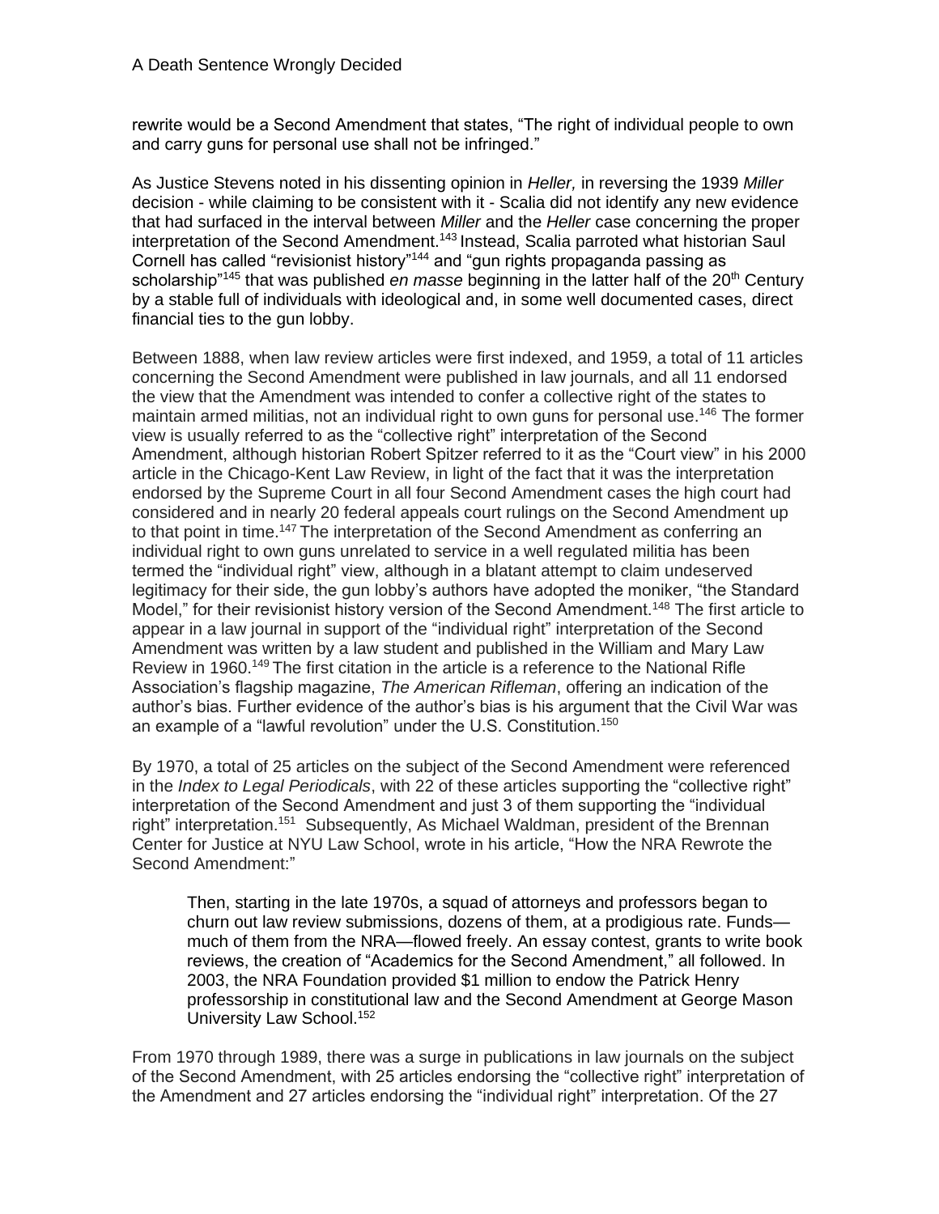rewrite would be a Second Amendment that states, "The right of individual people to own and carry guns for personal use shall not be infringed."

As Justice Stevens noted in his dissenting opinion in *Heller,* in reversing the 1939 *Miller* decision - while claiming to be consistent with it - Scalia did not identify any new evidence that had surfaced in the interval between *Miller* and the *Heller* case concerning the proper interpretation of the Second Amendment.[143] Instead, Scalia parroted what historian Saul Cornell has called "revisionist history"[144] and "gun rights propaganda passing as scholarship"[145] that was published *en masse* beginning in the latter half of the 20th Century by a stable full of individuals with ideological and, in some well documented cases, direct financial ties to the gun lobby.

Between 1888, when law review articles were first indexed, and 1959, a total of 11 articles concerning the Second Amendment were published in law journals, and all 11 endorsed the view that the Amendment was intended to confer a collective right of the states to maintain armed militias, not an individual right to own guns for personal use.[146] The former view is usually referred to as the "collective right" interpretation of the Second Amendment, although historian Robert Spitzer referred to it as the "Court view" in his 2000 article in the Chicago-Kent Law Review, in light of the fact that it was the interpretation endorsed by the Supreme Court in all four Second Amendment cases the high court had considered and in nearly 20 federal appeals court rulings on the Second Amendment up to that point in time.[147] The interpretation of the Second Amendment as conferring an individual right to own guns unrelated to service in a well regulated militia has been termed the "individual right" view, although in a blatant attempt to claim undeserved legitimacy for their side, the gun lobby's authors have adopted the moniker, "the Standard Model," for their revisionist history version of the Second Amendment.[148] The first article to appear in a law journal in support of the "individual right" interpretation of the Second Amendment was written by a law student and published in the William and Mary Law Review in 1960.[149] The first citation in the article is a reference to the National Rifle Association's flagship magazine, *The American Rifleman*, offering an indication of the author's bias. Further evidence of the author's bias is his argument that the Civil War was an example of a "lawful revolution" under the U.S. Constitution.[150]

By 1970, a total of 25 articles on the subject of the Second Amendment were referenced in the *Index to Legal Periodicals*, with 22 of these articles supporting the "collective right" interpretation of the Second Amendment and just 3 of them supporting the "individual right" interpretation.[151] Subsequently, As Michael Waldman, president of the Brennan Center for Justice at NYU Law School, wrote in his article, "How the NRA Rewrote the Second Amendment:"

> Then, starting in the late 1970s, a squad of attorneys and professors began to churn out law review submissions, dozens of them, at a prodigious rate. Funds—much of them from the NRA—flowed freely. An essay contest, grants to write book reviews, the creation of "Academics for the Second Amendment," all followed. In 2003, the NRA Foundation provided $1 million to endow the Patrick Henry professorship in constitutional law and the Second Amendment at George Mason University Law School.[152]

From 1970 through 1989, there was a surge in publications in law journals on the subject of the Second Amendment, with 25 articles endorsing the "collective right" interpretation of the Amendment and 27 articles endorsing the "individual right" interpretation. Of the 27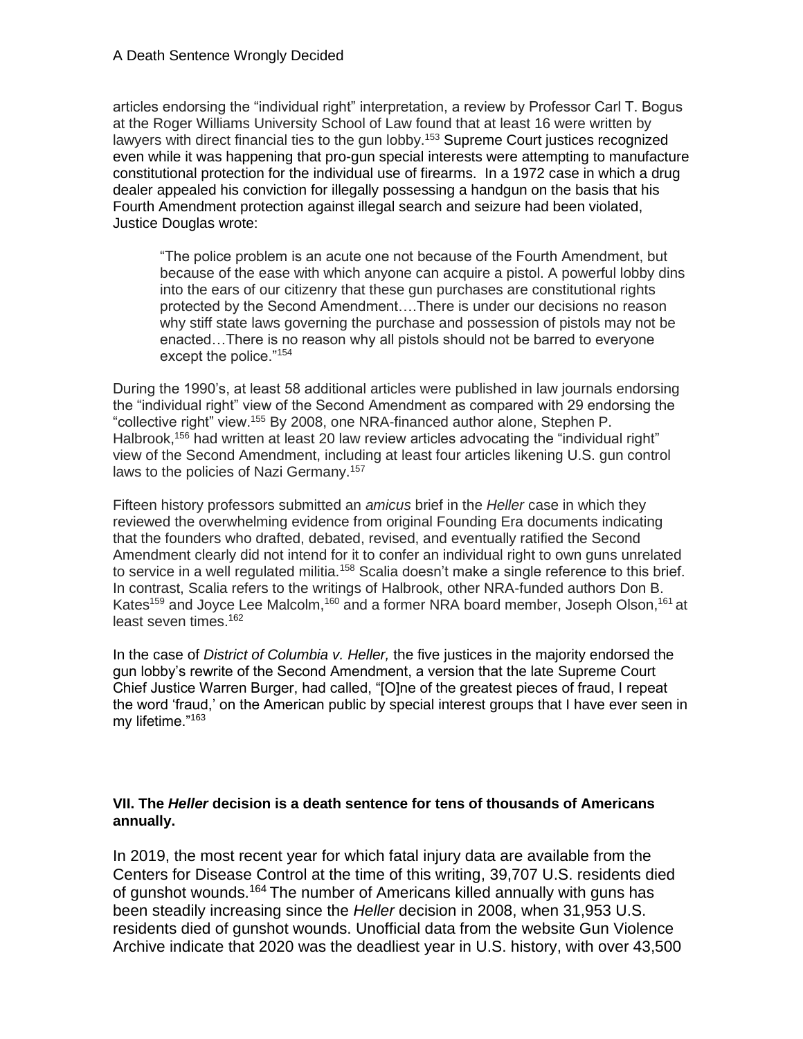articles endorsing the "individual right" interpretation, a review by Professor Carl T. Bogus at the Roger Williams University School of Law found that at least 16 were written by lawyers with direct financial ties to the gun lobby.[153] Supreme Court justices recognized even while it was happening that pro-gun special interests were attempting to manufacture constitutional protection for the individual use of firearms. In a 1972 case in which a drug dealer appealed his conviction for illegally possessing a handgun on the basis that his Fourth Amendment protection against illegal search and seizure had been violated, Justice Douglas wrote:

> "The police problem is an acute one not because of the Fourth Amendment, but because of the ease with which anyone can acquire a pistol. A powerful lobby dins into the ears of our citizenry that these gun purchases are constitutional rights protected by the Second Amendment….There is under our decisions no reason why stiff state laws governing the purchase and possession of pistols may not be enacted…There is no reason why all pistols should not be barred to everyone except the police."[154]

During the 1990's, at least 58 additional articles were published in law journals endorsing the "individual right" view of the Second Amendment as compared with 29 endorsing the "collective right" view.[155] By 2008, one NRA-financed author alone, Stephen P. Halbrook,[156] had written at least 20 law review articles advocating the "individual right" view of the Second Amendment, including at least four articles likening U.S. gun control laws to the policies of Nazi Germany.[157]

Fifteen history professors submitted an *amicus* brief in the *Heller* case in which they reviewed the overwhelming evidence from original Founding Era documents indicating that the founders who drafted, debated, revised, and eventually ratified the Second Amendment clearly did not intend for it to confer an individual right to own guns unrelated to service in a well regulated militia.[158] Scalia doesn't make a single reference to this brief. In contrast, Scalia refers to the writings of Halbrook, other NRA-funded authors Don B. Kates[159] and Joyce Lee Malcolm,[160] and a former NRA board member, Joseph Olson,[161] at least seven times.[162]

In the case of *District of Columbia v. Heller,* the five justices in the majority endorsed the gun lobby's rewrite of the Second Amendment, a version that the late Supreme Court Chief Justice Warren Burger, had called, "[O]ne of the greatest pieces of fraud, I repeat the word 'fraud,' on the American public by special interest groups that I have ever seen in my lifetime."[163]

## VII. The *Heller* decision is a death sentence for tens of thousands of Americans annually.

In 2019, the most recent year for which fatal injury data are available from the Centers for Disease Control at the time of this writing, 39,707 U.S. residents died of gunshot wounds.[164] The number of Americans killed annually with guns has been steadily increasing since the *Heller* decision in 2008, when 31,953 U.S. residents died of gunshot wounds. Unofficial data from the website Gun Violence Archive indicate that 2020 was the deadliest year in U.S. history, with over 43,500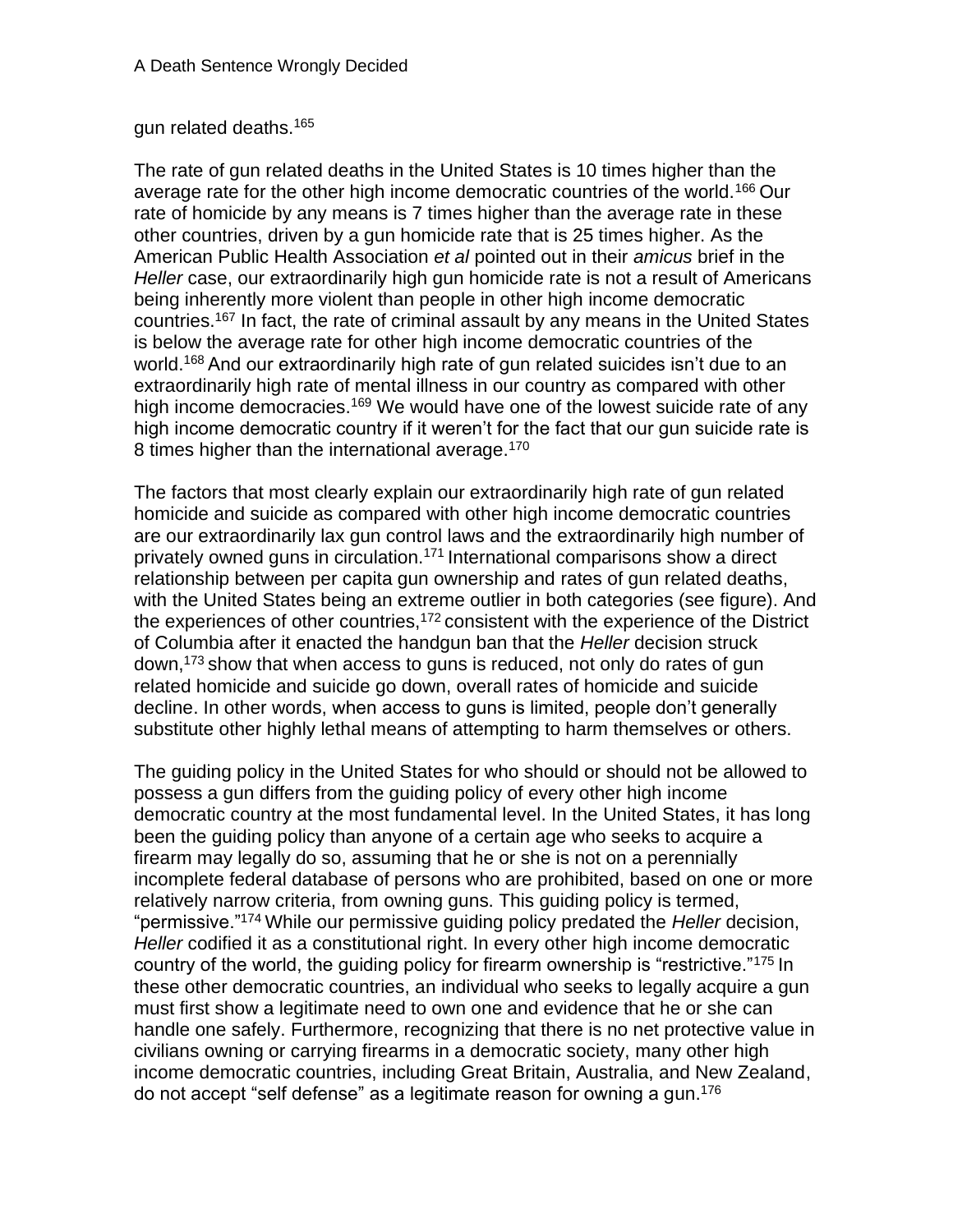gun related deaths.[165]

The rate of gun related deaths in the United States is 10 times higher than the average rate for the other high income democratic countries of the world.[166] Our rate of homicide by any means is 7 times higher than the average rate in these other countries, driven by a gun homicide rate that is 25 times higher. As the American Public Health Association *et al* pointed out in their *amicus* brief in the *Heller* case, our extraordinarily high gun homicide rate is not a result of Americans being inherently more violent than people in other high income democratic countries.[167] In fact, the rate of criminal assault by any means in the United States is below the average rate for other high income democratic countries of the world.[168] And our extraordinarily high rate of gun related suicides isn't due to an extraordinarily high rate of mental illness in our country as compared with other high income democracies.[169] We would have one of the lowest suicide rate of any high income democratic country if it weren't for the fact that our gun suicide rate is 8 times higher than the international average.[170]

The factors that most clearly explain our extraordinarily high rate of gun related homicide and suicide as compared with other high income democratic countries are our extraordinarily lax gun control laws and the extraordinarily high number of privately owned guns in circulation.[171] International comparisons show a direct relationship between per capita gun ownership and rates of gun related deaths, with the United States being an extreme outlier in both categories (see figure). And the experiences of other countries,[172] consistent with the experience of the District of Columbia after it enacted the handgun ban that the *Heller* decision struck down,[173] show that when access to guns is reduced, not only do rates of gun related homicide and suicide go down, overall rates of homicide and suicide decline. In other words, when access to guns is limited, people don't generally substitute other highly lethal means of attempting to harm themselves or others.

The guiding policy in the United States for who should or should not be allowed to possess a gun differs from the guiding policy of every other high income democratic country at the most fundamental level. In the United States, it has long been the guiding policy than anyone of a certain age who seeks to acquire a firearm may legally do so, assuming that he or she is not on a perennially incomplete federal database of persons who are prohibited, based on one or more relatively narrow criteria, from owning guns. This guiding policy is termed, "permissive."[174] While our permissive guiding policy predated the *Heller* decision, *Heller* codified it as a constitutional right. In every other high income democratic country of the world, the guiding policy for firearm ownership is "restrictive."[175] In these other democratic countries, an individual who seeks to legally acquire a gun must first show a legitimate need to own one and evidence that he or she can handle one safely. Furthermore, recognizing that there is no net protective value in civilians owning or carrying firearms in a democratic society, many other high income democratic countries, including Great Britain, Australia, and New Zealand, do not accept "self defense" as a legitimate reason for owning a gun.[176]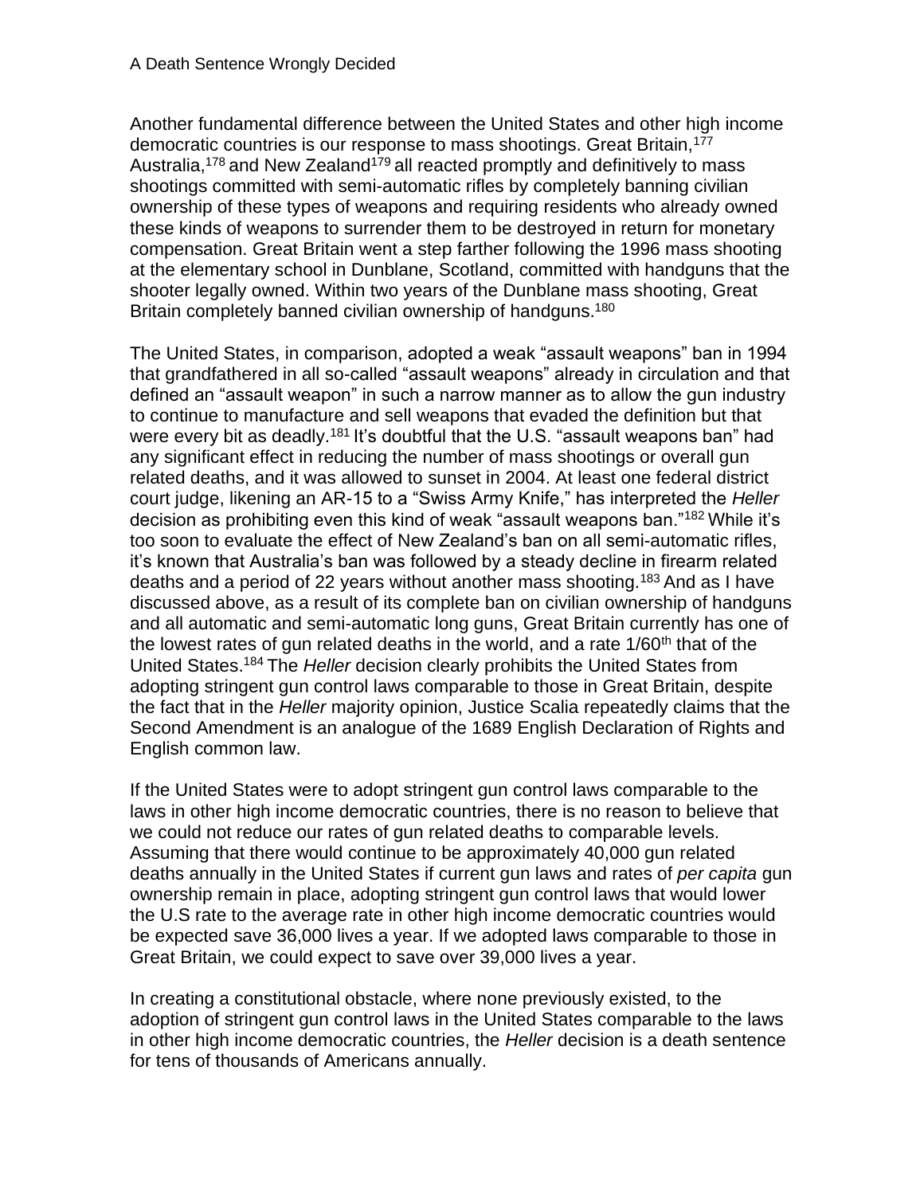Another fundamental difference between the United States and other high income democratic countries is our response to mass shootings. Great Britain,[177] Australia,[178] and New Zealand[179] all reacted promptly and definitively to mass shootings committed with semi-automatic rifles by completely banning civilian ownership of these types of weapons and requiring residents who already owned these kinds of weapons to surrender them to be destroyed in return for monetary compensation. Great Britain went a step farther following the 1996 mass shooting at the elementary school in Dunblane, Scotland, committed with handguns that the shooter legally owned. Within two years of the Dunblane mass shooting, Great Britain completely banned civilian ownership of handguns.[180]

The United States, in comparison, adopted a weak "assault weapons" ban in 1994 that grandfathered in all so-called "assault weapons" already in circulation and that defined an "assault weapon" in such a narrow manner as to allow the gun industry to continue to manufacture and sell weapons that evaded the definition but that were every bit as deadly.[181] It's doubtful that the U.S. "assault weapons ban" had any significant effect in reducing the number of mass shootings or overall gun related deaths, and it was allowed to sunset in 2004. At least one federal district court judge, likening an AR-15 to a "Swiss Army Knife," has interpreted the *Heller* decision as prohibiting even this kind of weak "assault weapons ban."[182] While it's too soon to evaluate the effect of New Zealand's ban on all semi-automatic rifles, it's known that Australia's ban was followed by a steady decline in firearm related deaths and a period of 22 years without another mass shooting.[183] And as I have discussed above, as a result of its complete ban on civilian ownership of handguns and all automatic and semi-automatic long guns, Great Britain currently has one of the lowest rates of gun related deaths in the world, and a rate 1/60th that of the United States.[184] The *Heller* decision clearly prohibits the United States from adopting stringent gun control laws comparable to those in Great Britain, despite the fact that in the *Heller* majority opinion, Justice Scalia repeatedly claims that the Second Amendment is an analogue of the 1689 English Declaration of Rights and English common law.

If the United States were to adopt stringent gun control laws comparable to the laws in other high income democratic countries, there is no reason to believe that we could not reduce our rates of gun related deaths to comparable levels. Assuming that there would continue to be approximately 40,000 gun related deaths annually in the United States if current gun laws and rates of *per capita* gun ownership remain in place, adopting stringent gun control laws that would lower the U.S rate to the average rate in other high income democratic countries would be expected save 36,000 lives a year. If we adopted laws comparable to those in Great Britain, we could expect to save over 39,000 lives a year.

In creating a constitutional obstacle, where none previously existed, to the adoption of stringent gun control laws in the United States comparable to the laws in other high income democratic countries, the *Heller* decision is a death sentence for tens of thousands of Americans annually.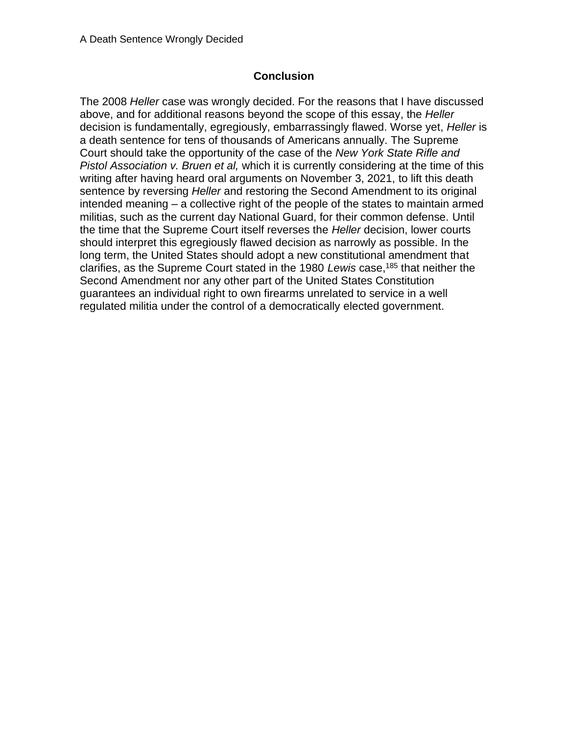## Conclusion

The 2008 *Heller* case was wrongly decided. For the reasons that I have discussed above, and for additional reasons beyond the scope of this essay, the *Heller* decision is fundamentally, egregiously, embarrassingly flawed. Worse yet, *Heller* is a death sentence for tens of thousands of Americans annually. The Supreme Court should take the opportunity of the case of the *New York State Rifle and Pistol Association v. Bruen et al,* which it is currently considering at the time of this writing after having heard oral arguments on November 3, 2021, to lift this death sentence by reversing *Heller* and restoring the Second Amendment to its original intended meaning – a collective right of the people of the states to maintain armed militias, such as the current day National Guard, for their common defense. Until the time that the Supreme Court itself reverses the *Heller* decision, lower courts should interpret this egregiously flawed decision as narrowly as possible. In the long term, the United States should adopt a new constitutional amendment that clarifies, as the Supreme Court stated in the 1980 *Lewis* case,[185] that neither the Second Amendment nor any other part of the United States Constitution guarantees an individual right to own firearms unrelated to service in a well regulated militia under the control of a democratically elected government.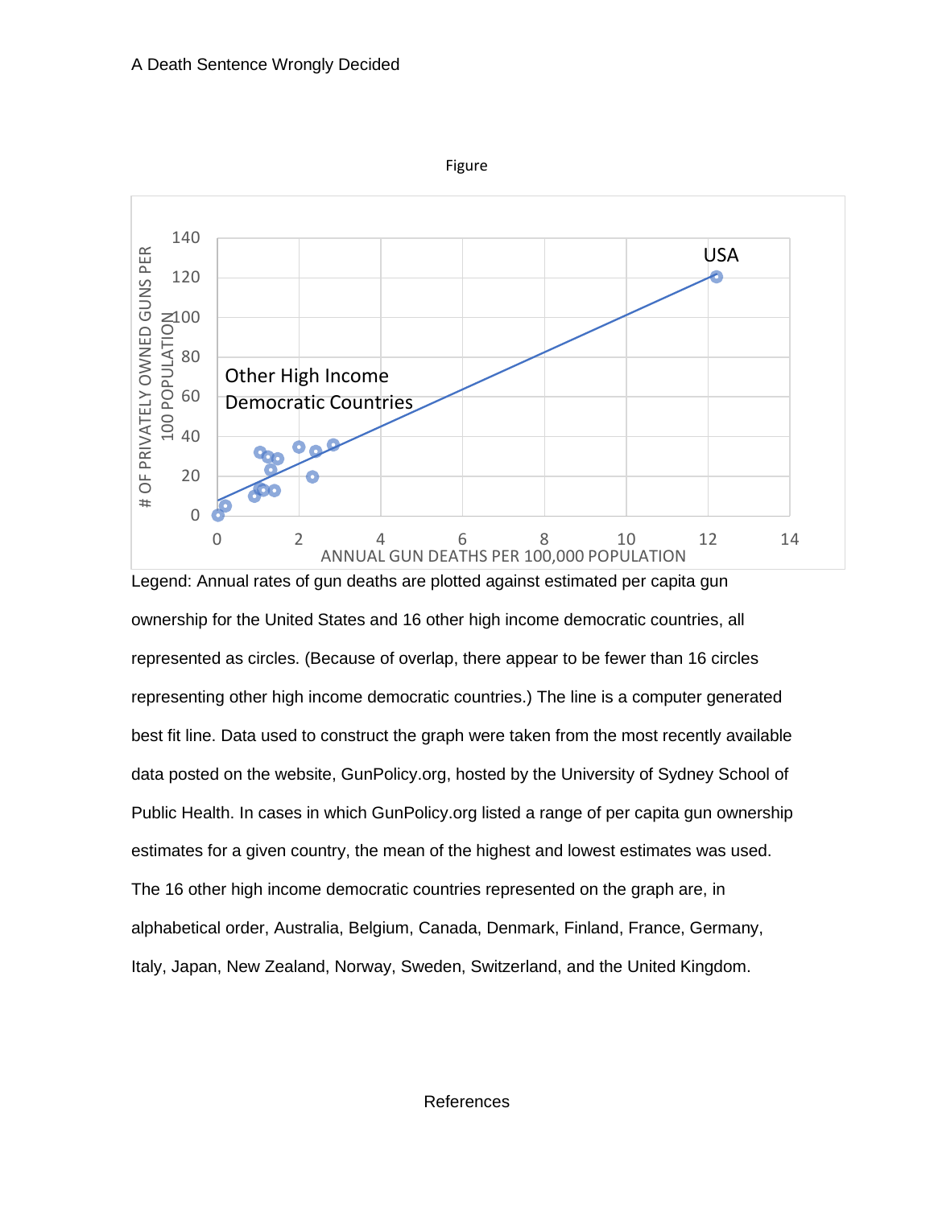Figure

Legend: Annual rates of gun deaths are plotted against estimated per capita gun ownership for the United States and 16 other high income democratic countries, all represented as circles. (Because of overlap, there appear to be fewer than 16 circles representing other high income democratic countries.) The line is a computer generated best fit line. Data used to construct the graph were taken from the most recently available data posted on the website, GunPolicy.org, hosted by the University of Sydney School of Public Health. In cases in which GunPolicy.org listed a range of per capita gun ownership estimates for a given country, the mean of the highest and lowest estimates was used. The 16 other high income democratic countries represented on the graph are, in alphabetical order, Australia, Belgium, Canada, Denmark, Finland, France, Germany, Italy, Japan, New Zealand, Norway, Sweden, Switzerland, and the United Kingdom.

## References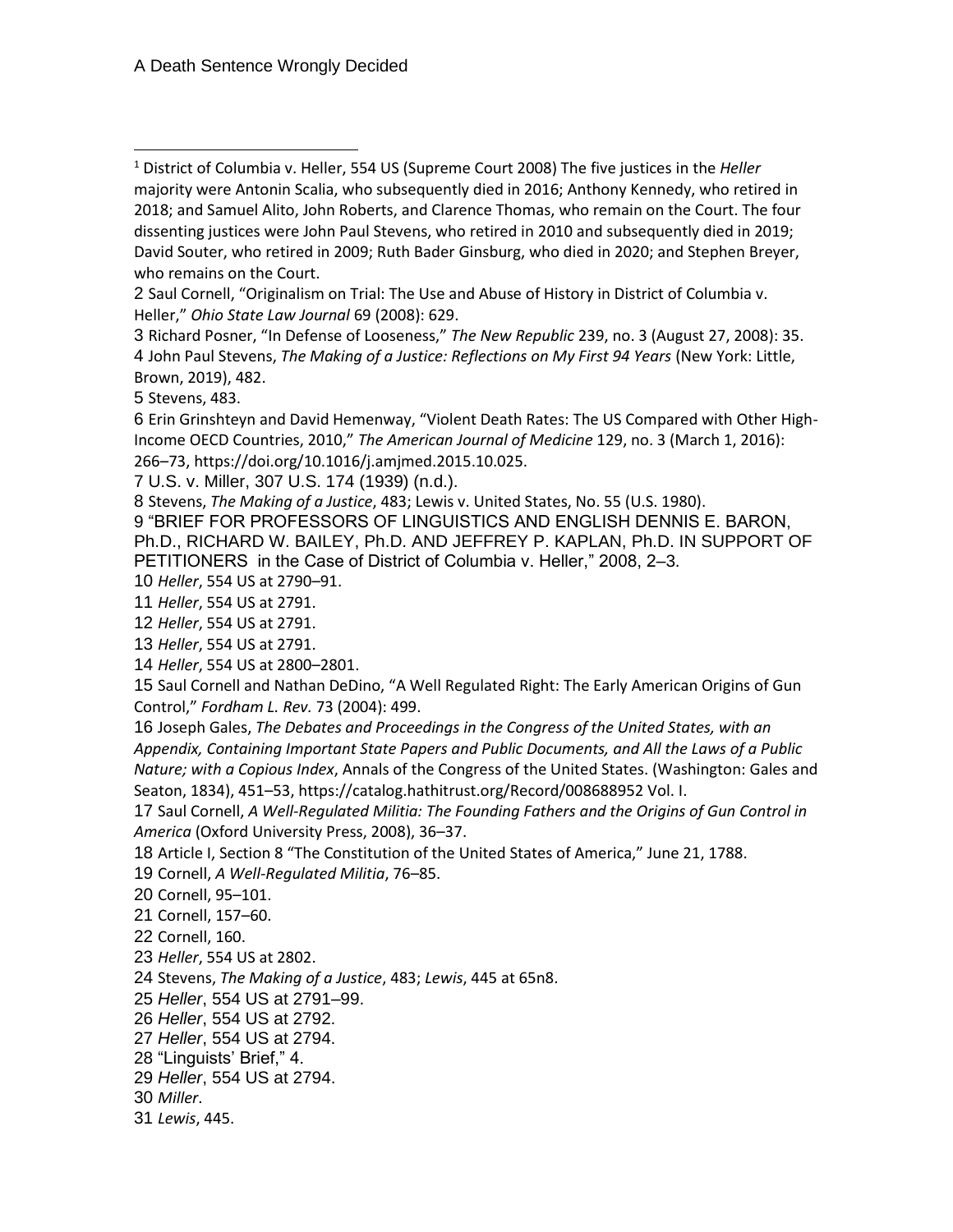[1] District of Columbia v. Heller, 554 US (Supreme Court 2008) The five justices in the *Heller* majority were Antonin Scalia, who subsequently died in 2016; Anthony Kennedy, who retired in 2018; and Samuel Alito, John Roberts, and Clarence Thomas, who remain on the Court. The four dissenting justices were John Paul Stevens, who retired in 2010 and subsequently died in 2019; David Souter, who retired in 2009; Ruth Bader Ginsburg, who died in 2020; and Stephen Breyer, who remains on the Court.

2 Saul Cornell, "Originalism on Trial: The Use and Abuse of History in District of Columbia v. Heller," *Ohio State Law Journal* 69 (2008): 629.

3 Richard Posner, "In Defense of Looseness," *The New Republic* 239, no. 3 (August 27, 2008): 35.

4 John Paul Stevens, *The Making of a Justice: Reflections on My First 94 Years* (New York: Little, Brown, 2019), 482.

5 Stevens, 483.

6 Erin Grinshteyn and David Hemenway, "Violent Death Rates: The US Compared with Other High-Income OECD Countries, 2010," *The American Journal of Medicine* 129, no. 3 (March 1, 2016): 266–73, https://doi.org/10.1016/j.amjmed.2015.10.025.

7 U.S. v. Miller, 307 U.S. 174 (1939) (n.d.).

8 Stevens, *The Making of a Justice*, 483; Lewis v. United States, No. 55 (U.S. 1980).

9 "BRIEF FOR PROFESSORS OF LINGUISTICS AND ENGLISH DENNIS E. BARON, Ph.D., RICHARD W. BAILEY, Ph.D. AND JEFFREY P. KAPLAN, Ph.D. IN SUPPORT OF PETITIONERS in the Case of District of Columbia v. Heller," 2008, 2–3.

10 *Heller*, 554 US at 2790–91.

11 *Heller*, 554 US at 2791.

12 *Heller*, 554 US at 2791.

13 *Heller*, 554 US at 2791.

14 *Heller*, 554 US at 2800–2801.

15 Saul Cornell and Nathan DeDino, "A Well Regulated Right: The Early American Origins of Gun Control," *Fordham L. Rev.* 73 (2004): 499.

16 Joseph Gales, *The Debates and Proceedings in the Congress of the United States, with an Appendix, Containing Important State Papers and Public Documents, and All the Laws of a Public Nature; with a Copious Index*, Annals of the Congress of the United States. (Washington: Gales and Seaton, 1834), 451–53, https://catalog.hathitrust.org/Record/008688952 Vol. I.

17 Saul Cornell, *A Well-Regulated Militia: The Founding Fathers and the Origins of Gun Control in America* (Oxford University Press, 2008), 36–37.

18 Article I, Section 8 "The Constitution of the United States of America," June 21, 1788.

19 Cornell, *A Well-Regulated Militia*, 76–85.

20 Cornell, 95–101.

21 Cornell, 157–60.

22 Cornell, 160.

23 *Heller*, 554 US at 2802.

24 Stevens, *The Making of a Justice*, 483; *Lewis*, 445 at 65n8.

25 *Heller*, 554 US at 2791–99.

26 *Heller*, 554 US at 2792.

27 *Heller*, 554 US at 2794.

28 "Linguists' Brief," 4.

29 *Heller*, 554 US at 2794.

30 *Miller*.

31 *Lewis*, 445.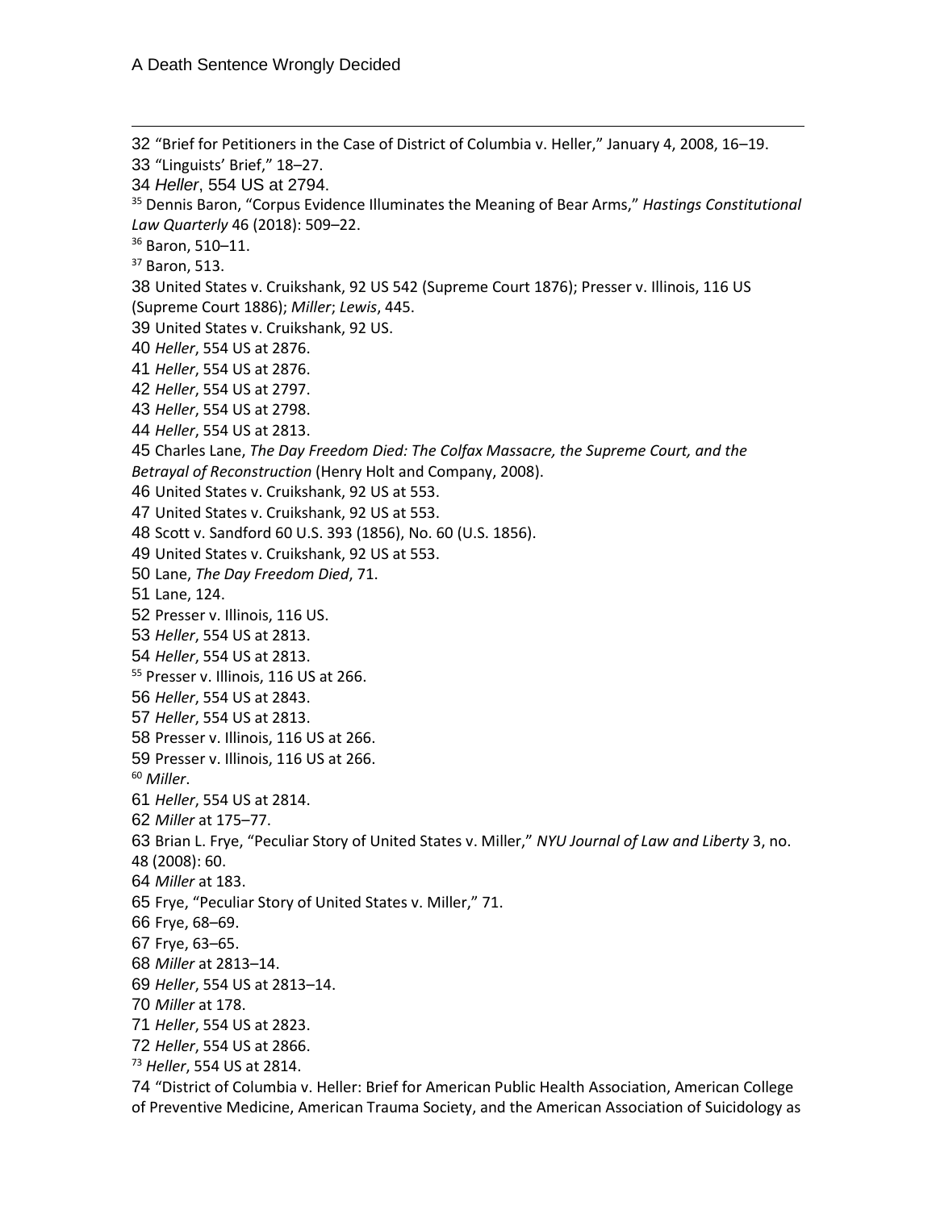32 "Brief for Petitioners in the Case of District of Columbia v. Heller," January 4, 2008, 16–19.

33 "Linguists' Brief," 18–27.

34 *Heller*, 554 US at 2794.

35 Dennis Baron, "Corpus Evidence Illuminates the Meaning of Bear Arms," *Hastings Constitutional Law Quarterly* 46 (2018): 509–22.

36 Baron, 510–11.

37 Baron, 513.

38 United States v. Cruikshank, 92 US 542 (Supreme Court 1876); Presser v. Illinois, 116 US (Supreme Court 1886); *Miller*; *Lewis*, 445.

39 United States v. Cruikshank, 92 US.

40 *Heller*, 554 US at 2876.

41 *Heller*, 554 US at 2876.

42 *Heller*, 554 US at 2797.

43 *Heller*, 554 US at 2798.

44 *Heller*, 554 US at 2813.

45 Charles Lane, *The Day Freedom Died: The Colfax Massacre, the Supreme Court, and the Betrayal of Reconstruction* (Henry Holt and Company, 2008).

46 United States v. Cruikshank, 92 US at 553.

47 United States v. Cruikshank, 92 US at 553.

48 Scott v. Sandford 60 U.S. 393 (1856), No. 60 (U.S. 1856).

49 United States v. Cruikshank, 92 US at 553.

50 Lane, *The Day Freedom Died*, 71.

51 Lane, 124.

52 Presser v. Illinois, 116 US.

53 *Heller*, 554 US at 2813.

54 *Heller*, 554 US at 2813.

55 Presser v. Illinois, 116 US at 266.

56 *Heller*, 554 US at 2843.

57 *Heller*, 554 US at 2813.

58 Presser v. Illinois, 116 US at 266.

59 Presser v. Illinois, 116 US at 266.

60 *Miller*.

61 *Heller*, 554 US at 2814.

62 *Miller* at 175–77.

63 Brian L. Frye, "Peculiar Story of United States v. Miller," *NYU Journal of Law and Liberty* 3, no. 48 (2008): 60.

64 *Miller* at 183.

65 Frye, "Peculiar Story of United States v. Miller," 71.

66 Frye, 68–69.

67 Frye, 63–65.

68 *Miller* at 2813–14.

69 *Heller*, 554 US at 2813–14.

70 *Miller* at 178.

71 *Heller*, 554 US at 2823.

72 *Heller*, 554 US at 2866.

73 *Heller*, 554 US at 2814.

74 "District of Columbia v. Heller: Brief for American Public Health Association, American College of Preventive Medicine, American Trauma Society, and the American Association of Suicidology as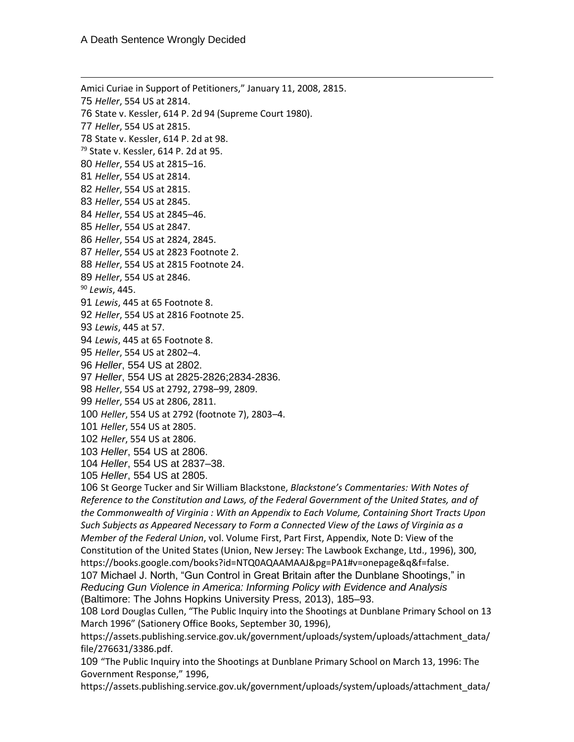Amici Curiae in Support of Petitioners," January 11, 2008, 2815.

75 *Heller*, 554 US at 2814.

76 State v. Kessler, 614 P. 2d 94 (Supreme Court 1980).

77 *Heller*, 554 US at 2815.

78 State v. Kessler, 614 P. 2d at 98.

79 State v. Kessler, 614 P. 2d at 95.

80 *Heller*, 554 US at 2815–16.

81 *Heller*, 554 US at 2814.

82 *Heller*, 554 US at 2815.

83 *Heller*, 554 US at 2845.

84 *Heller*, 554 US at 2845–46.

85 *Heller*, 554 US at 2847.

86 *Heller*, 554 US at 2824, 2845.

87 *Heller*, 554 US at 2823 Footnote 2.

88 *Heller*, 554 US at 2815 Footnote 24.

89 *Heller*, 554 US at 2846.

90 *Lewis*, 445.

91 *Lewis*, 445 at 65 Footnote 8.

92 *Heller*, 554 US at 2816 Footnote 25.

93 *Lewis*, 445 at 57.

94 *Lewis*, 445 at 65 Footnote 8.

95 *Heller*, 554 US at 2802–4.

96 *Heller*, 554 US at 2802.

97 *Heller*, 554 US at 2825-2826;2834-2836.

98 *Heller*, 554 US at 2792, 2798–99, 2809.

99 *Heller*, 554 US at 2806, 2811.

100 *Heller*, 554 US at 2792 (footnote 7), 2803–4.

101 *Heller*, 554 US at 2805.

102 *Heller*, 554 US at 2806.

103 *Heller*, 554 US at 2806.

104 *Heller*, 554 US at 2837–38.

105 *Heller*, 554 US at 2805.

106 St George Tucker and Sir William Blackstone, *Blackstone's Commentaries: With Notes of Reference to the Constitution and Laws, of the Federal Government of the United States, and of the Commonwealth of Virginia : With an Appendix to Each Volume, Containing Short Tracts Upon Such Subjects as Appeared Necessary to Form a Connected View of the Laws of Virginia as a Member of the Federal Union*, vol. Volume First, Part First, Appendix, Note D: View of the Constitution of the United States (Union, New Jersey: The Lawbook Exchange, Ltd., 1996), 300, https://books.google.com/books?id=NTQ0AQAAMAAJ&pg=PA1#v=onepage&q&f=false.

107 Michael J. North, "Gun Control in Great Britain after the Dunblane Shootings," in *Reducing Gun Violence in America: Informing Policy with Evidence and Analysis* (Baltimore: The Johns Hopkins University Press, 2013), 185–93.

108 Lord Douglas Cullen, "The Public Inquiry into the Shootings at Dunblane Primary School on 13 March 1996" (Sationery Office Books, September 30, 1996), https://assets.publishing.service.gov.uk/government/uploads/system/uploads/attachment_data/file/276631/3386.pdf.

109 "The Public Inquiry into the Shootings at Dunblane Primary School on March 13, 1996: The Government Response," 1996, https://assets.publishing.service.gov.uk/government/uploads/system/uploads/attachment_data/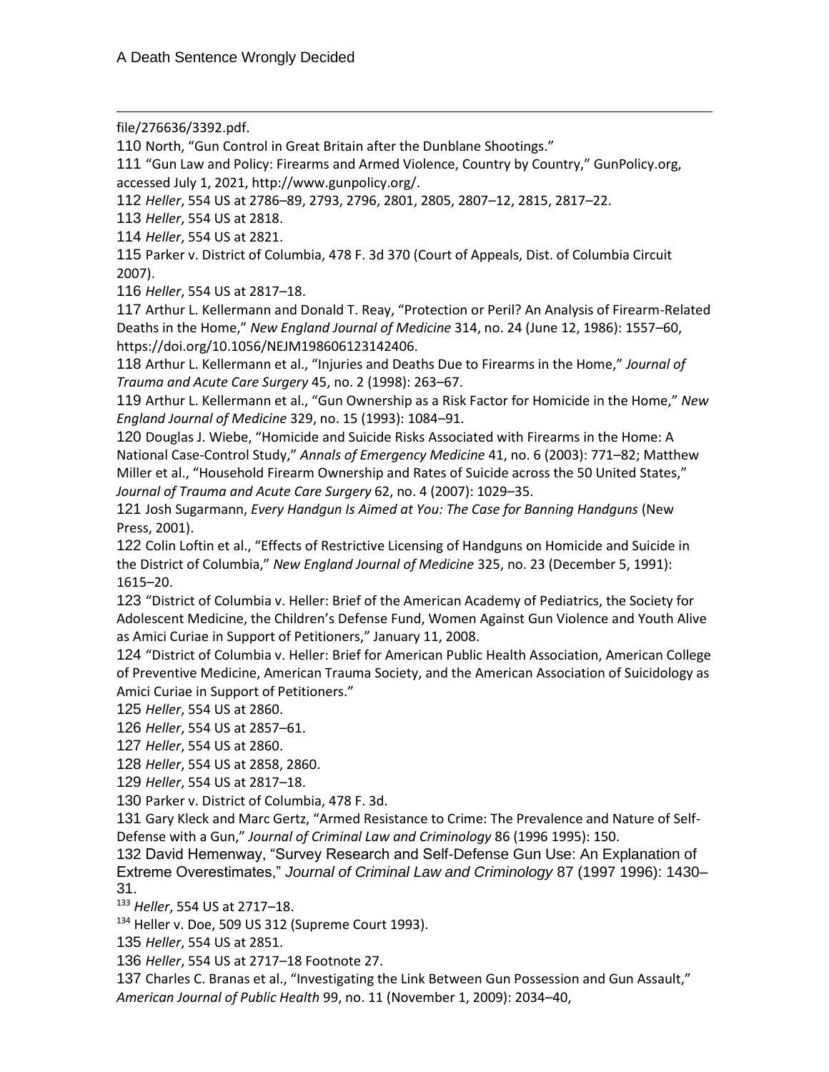file/276636/3392.pdf.

110 North, "Gun Control in Great Britain after the Dunblane Shootings."

111 "Gun Law and Policy: Firearms and Armed Violence, Country by Country," GunPolicy.org, accessed July 1, 2021, http://www.gunpolicy.org/.

112 *Heller*, 554 US at 2786–89, 2793, 2796, 2801, 2805, 2807–12, 2815, 2817–22.

113 *Heller*, 554 US at 2818.

114 *Heller*, 554 US at 2821.

115 Parker v. District of Columbia, 478 F. 3d 370 (Court of Appeals, Dist. of Columbia Circuit 2007).

116 *Heller*, 554 US at 2817–18.

117 Arthur L. Kellermann and Donald T. Reay, "Protection or Peril? An Analysis of Firearm-Related Deaths in the Home," *New England Journal of Medicine* 314, no. 24 (June 12, 1986): 1557–60, https://doi.org/10.1056/NEJM198606123142406.

118 Arthur L. Kellermann et al., "Injuries and Deaths Due to Firearms in the Home," *Journal of Trauma and Acute Care Surgery* 45, no. 2 (1998): 263–67.

119 Arthur L. Kellermann et al., "Gun Ownership as a Risk Factor for Homicide in the Home," *New England Journal of Medicine* 329, no. 15 (1993): 1084–91.

120 Douglas J. Wiebe, "Homicide and Suicide Risks Associated with Firearms in the Home: A National Case-Control Study," *Annals of Emergency Medicine* 41, no. 6 (2003): 771–82; Matthew Miller et al., "Household Firearm Ownership and Rates of Suicide across the 50 United States," *Journal of Trauma and Acute Care Surgery* 62, no. 4 (2007): 1029–35.

121 Josh Sugarmann, *Every Handgun Is Aimed at You: The Case for Banning Handguns* (New Press, 2001).

122 Colin Loftin et al., "Effects of Restrictive Licensing of Handguns on Homicide and Suicide in the District of Columbia," *New England Journal of Medicine* 325, no. 23 (December 5, 1991): 1615–20.

123 "District of Columbia v. Heller: Brief of the American Academy of Pediatrics, the Society for Adolescent Medicine, the Children's Defense Fund, Women Against Gun Violence and Youth Alive as Amici Curiae in Support of Petitioners," January 11, 2008.

124 "District of Columbia v. Heller: Brief for American Public Health Association, American College of Preventive Medicine, American Trauma Society, and the American Association of Suicidology as Amici Curiae in Support of Petitioners."

125 *Heller*, 554 US at 2860.

126 *Heller*, 554 US at 2857–61.

127 *Heller*, 554 US at 2860.

128 *Heller*, 554 US at 2858, 2860.

129 *Heller*, 554 US at 2817–18.

130 Parker v. District of Columbia, 478 F. 3d.

131 Gary Kleck and Marc Gertz, "Armed Resistance to Crime: The Prevalence and Nature of Self-Defense with a Gun," *Journal of Criminal Law and Criminology* 86 (1996 1995): 150.

132 David Hemenway, "Survey Research and Self-Defense Gun Use: An Explanation of Extreme Overestimates," *Journal of Criminal Law and Criminology* 87 (1997 1996): 1430–31.

133 *Heller*, 554 US at 2717–18.

134 Heller v. Doe, 509 US 312 (Supreme Court 1993).

135 *Heller*, 554 US at 2851.

136 *Heller*, 554 US at 2717–18 Footnote 27.

137 Charles C. Branas et al., "Investigating the Link Between Gun Possession and Gun Assault," *American Journal of Public Health* 99, no. 11 (November 1, 2009): 2034–40,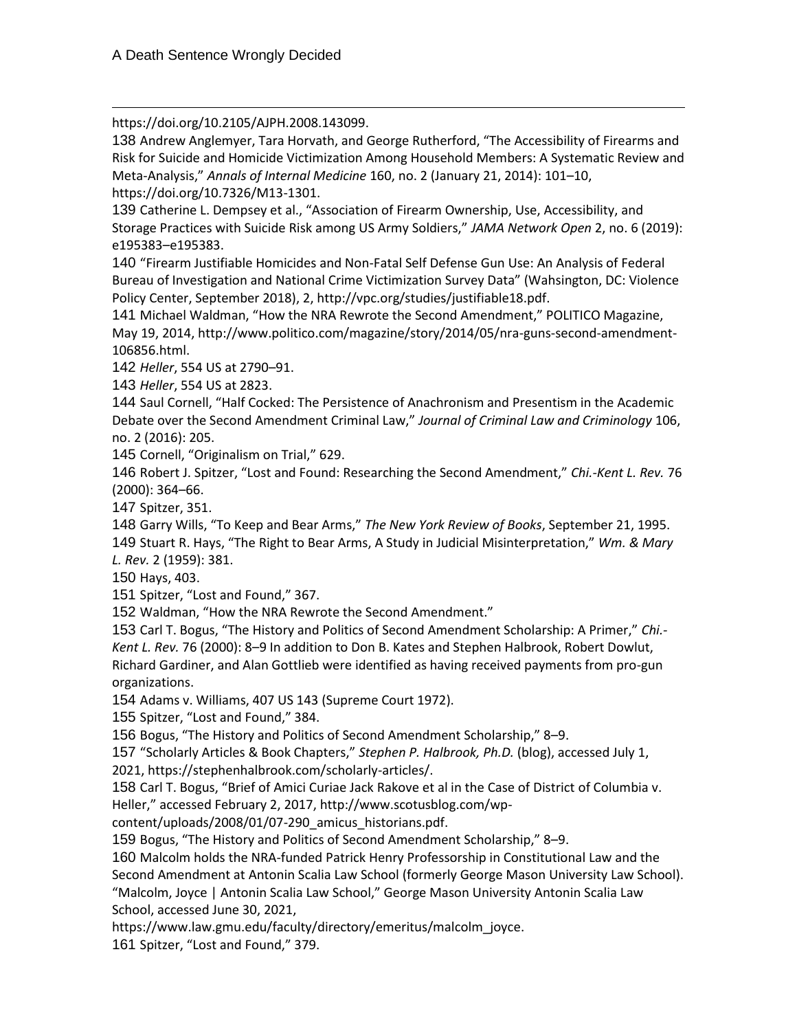https://doi.org/10.2105/AJPH.2008.143099.

138 Andrew Anglemyer, Tara Horvath, and George Rutherford, "The Accessibility of Firearms and Risk for Suicide and Homicide Victimization Among Household Members: A Systematic Review and Meta-Analysis," *Annals of Internal Medicine* 160, no. 2 (January 21, 2014): 101–10, https://doi.org/10.7326/M13-1301.

139 Catherine L. Dempsey et al., "Association of Firearm Ownership, Use, Accessibility, and Storage Practices with Suicide Risk among US Army Soldiers," *JAMA Network Open* 2, no. 6 (2019): e195383–e195383.

140 "Firearm Justifiable Homicides and Non-Fatal Self Defense Gun Use: An Analysis of Federal Bureau of Investigation and National Crime Victimization Survey Data" (Wahsington, DC: Violence Policy Center, September 2018), 2, http://vpc.org/studies/justifiable18.pdf.

141 Michael Waldman, "How the NRA Rewrote the Second Amendment," POLITICO Magazine, May 19, 2014, http://www.politico.com/magazine/story/2014/05/nra-guns-second-amendment-106856.html.

142 *Heller*, 554 US at 2790–91.

143 *Heller*, 554 US at 2823.

144 Saul Cornell, "Half Cocked: The Persistence of Anachronism and Presentism in the Academic Debate over the Second Amendment Criminal Law," *Journal of Criminal Law and Criminology* 106, no. 2 (2016): 205.

145 Cornell, "Originalism on Trial," 629.

146 Robert J. Spitzer, "Lost and Found: Researching the Second Amendment," *Chi.-Kent L. Rev.* 76 (2000): 364–66.

147 Spitzer, 351.

148 Garry Wills, "To Keep and Bear Arms," *The New York Review of Books*, September 21, 1995.

149 Stuart R. Hays, "The Right to Bear Arms, A Study in Judicial Misinterpretation," *Wm. & Mary L. Rev.* 2 (1959): 381.

150 Hays, 403.

151 Spitzer, "Lost and Found," 367.

152 Waldman, "How the NRA Rewrote the Second Amendment."

153 Carl T. Bogus, "The History and Politics of Second Amendment Scholarship: A Primer," *Chi.-Kent L. Rev.* 76 (2000): 8–9 In addition to Don B. Kates and Stephen Halbrook, Robert Dowlut, Richard Gardiner, and Alan Gottlieb were identified as having received payments from pro-gun organizations.

154 Adams v. Williams, 407 US 143 (Supreme Court 1972).

155 Spitzer, "Lost and Found," 384.

156 Bogus, "The History and Politics of Second Amendment Scholarship," 8–9.

157 "Scholarly Articles & Book Chapters," *Stephen P. Halbrook, Ph.D.* (blog), accessed July 1, 2021, https://stephenhalbrook.com/scholarly-articles/.

158 Carl T. Bogus, "Brief of Amici Curiae Jack Rakove et al in the Case of District of Columbia v. Heller," accessed February 2, 2017, http://www.scotusblog.com/wp-content/uploads/2008/01/07-290_amicus_historians.pdf.

159 Bogus, "The History and Politics of Second Amendment Scholarship," 8–9.

160 Malcolm holds the NRA-funded Patrick Henry Professorship in Constitutional Law and the Second Amendment at Antonin Scalia Law School (formerly George Mason University Law School). "Malcolm, Joyce | Antonin Scalia Law School," George Mason University Antonin Scalia Law School, accessed June 30, 2021, https://www.law.gmu.edu/faculty/directory/emeritus/malcolm_joyce.

161 Spitzer, "Lost and Found," 379.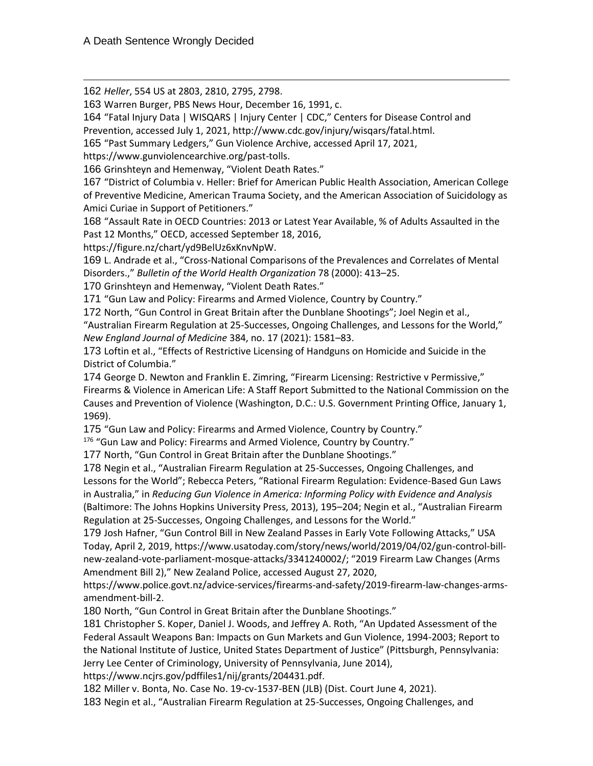162 *Heller*, 554 US at 2803, 2810, 2795, 2798.

163 Warren Burger, PBS News Hour, December 16, 1991, c.

164 "Fatal Injury Data | WISQARS | Injury Center | CDC," Centers for Disease Control and Prevention, accessed July 1, 2021, http://www.cdc.gov/injury/wisqars/fatal.html.

165 "Past Summary Ledgers," Gun Violence Archive, accessed April 17, 2021, https://www.gunviolencearchive.org/past-tolls.

166 Grinshteyn and Hemenway, "Violent Death Rates."

167 "District of Columbia v. Heller: Brief for American Public Health Association, American College of Preventive Medicine, American Trauma Society, and the American Association of Suicidology as Amici Curiae in Support of Petitioners."

168 "Assault Rate in OECD Countries: 2013 or Latest Year Available, % of Adults Assaulted in the Past 12 Months," OECD, accessed September 18, 2016, https://figure.nz/chart/yd9BelUz6xKnvNpW.

169 L. Andrade et al., "Cross-National Comparisons of the Prevalences and Correlates of Mental Disorders.," *Bulletin of the World Health Organization* 78 (2000): 413–25.

170 Grinshteyn and Hemenway, "Violent Death Rates."

171 "Gun Law and Policy: Firearms and Armed Violence, Country by Country."

172 North, "Gun Control in Great Britain after the Dunblane Shootings"; Joel Negin et al., "Australian Firearm Regulation at 25-Successes, Ongoing Challenges, and Lessons for the World," *New England Journal of Medicine* 384, no. 17 (2021): 1581–83.

173 Loftin et al., "Effects of Restrictive Licensing of Handguns on Homicide and Suicide in the District of Columbia."

174 George D. Newton and Franklin E. Zimring, "Firearm Licensing: Restrictive v Permissive," Firearms & Violence in American Life: A Staff Report Submitted to the National Commission on the Causes and Prevention of Violence (Washington, D.C.: U.S. Government Printing Office, January 1, 1969).

175 "Gun Law and Policy: Firearms and Armed Violence, Country by Country."

176 "Gun Law and Policy: Firearms and Armed Violence, Country by Country."

177 North, "Gun Control in Great Britain after the Dunblane Shootings."

178 Negin et al., "Australian Firearm Regulation at 25-Successes, Ongoing Challenges, and Lessons for the World"; Rebecca Peters, "Rational Firearm Regulation: Evidence-Based Gun Laws in Australia," in *Reducing Gun Violence in America: Informing Policy with Evidence and Analysis* (Baltimore: The Johns Hopkins University Press, 2013), 195–204; Negin et al., "Australian Firearm Regulation at 25-Successes, Ongoing Challenges, and Lessons for the World."

179 Josh Hafner, "Gun Control Bill in New Zealand Passes in Early Vote Following Attacks," USA Today, April 2, 2019, https://www.usatoday.com/story/news/world/2019/04/02/gun-control-bill-new-zealand-vote-parliament-mosque-attacks/3341240002/; "2019 Firearm Law Changes (Arms Amendment Bill 2)," New Zealand Police, accessed August 27, 2020, https://www.police.govt.nz/advice-services/firearms-and-safety/2019-firearm-law-changes-arms-amendment-bill-2.

180 North, "Gun Control in Great Britain after the Dunblane Shootings."

181 Christopher S. Koper, Daniel J. Woods, and Jeffrey A. Roth, "An Updated Assessment of the Federal Assault Weapons Ban: Impacts on Gun Markets and Gun Violence, 1994-2003; Report to the National Institute of Justice, United States Department of Justice" (Pittsburgh, Pennsylvania: Jerry Lee Center of Criminology, University of Pennsylvania, June 2014), https://www.ncjrs.gov/pdffiles1/nij/grants/204431.pdf.

182 Miller v. Bonta, No. Case No. 19-cv-1537-BEN (JLB) (Dist. Court June 4, 2021).

183 Negin et al., "Australian Firearm Regulation at 25-Successes, Ongoing Challenges, and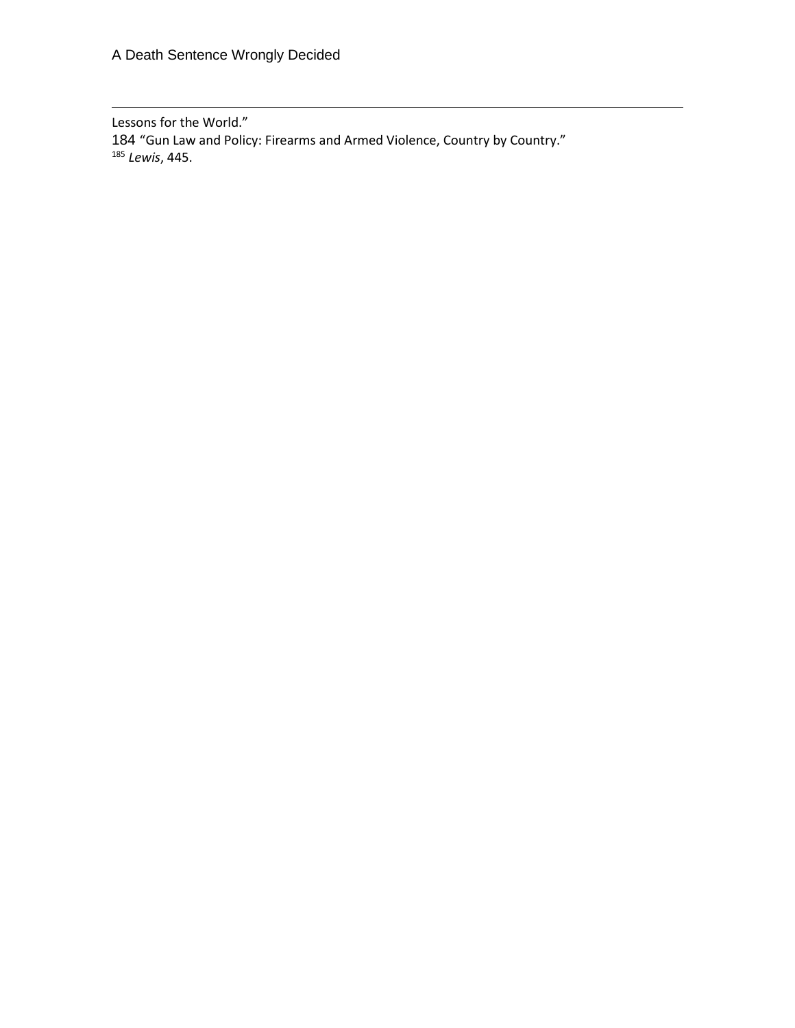Lessons for the World."

[184] "Gun Law and Policy: Firearms and Armed Violence, Country by Country."

[185] *Lewis*, 445.